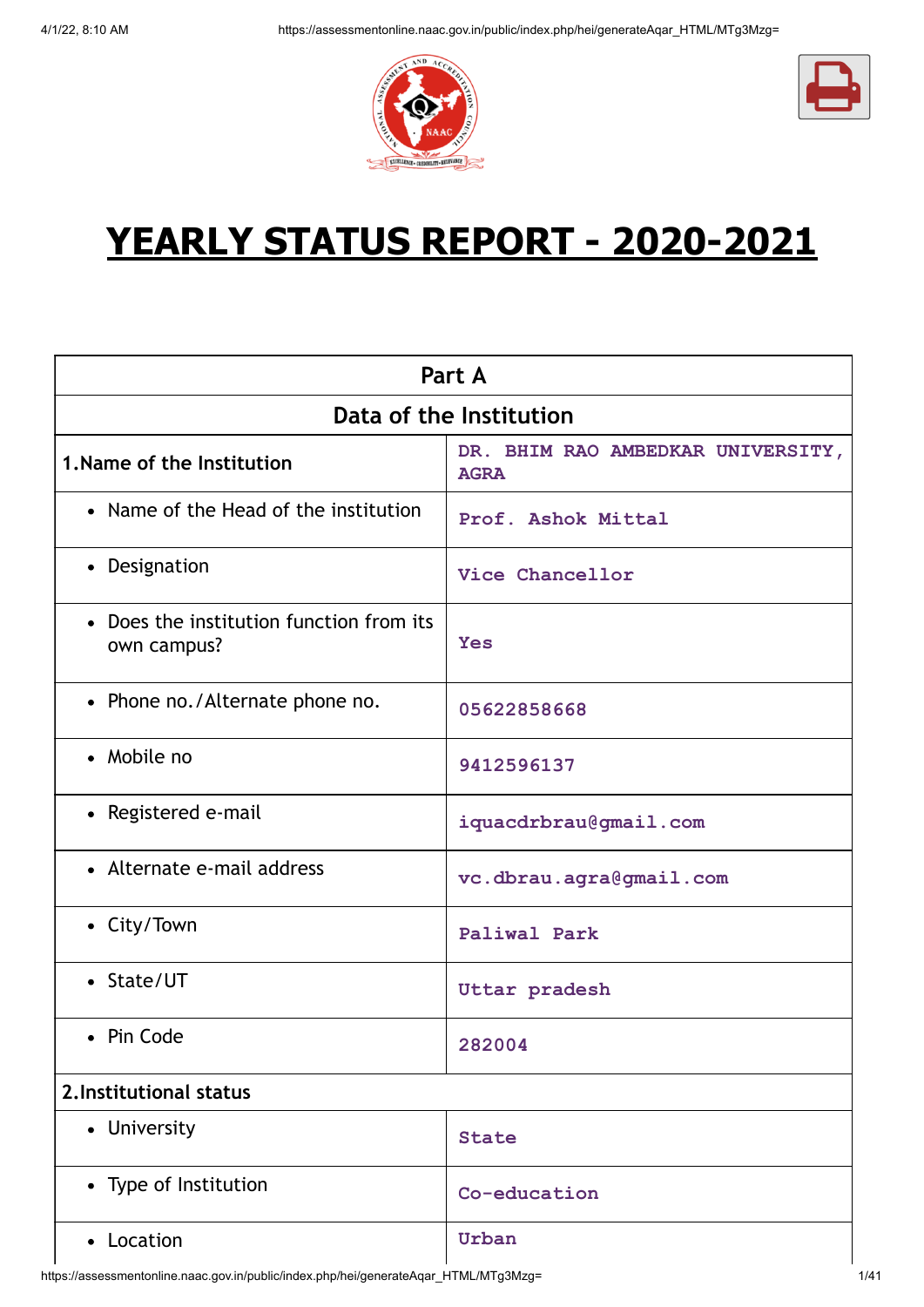# YEARLY STATUS REPORT - 2020-2021

| Part A | |
|---|---|
| **Data of the Institution** | |
| **1.Name of the Institution** | DR. BHIM RAO AMBEDKAR UNIVERSITY, AGRA |
| • Name of the Head of the institution | Prof. Ashok Mittal |
| • Designation | Vice Chancellor |
| • Does the institution function from its own campus? | Yes |
| • Phone no./Alternate phone no. | 05622858668 |
| • Mobile no | 9412596137 |
| • Registered e-mail | iquacdrbrau@gmail.com |
| • Alternate e-mail address | vc.dbrau.agra@gmail.com |
| • City/Town | Paliwal Park |
| • State/UT | Uttar pradesh |
| • Pin Code | 282004 |
| **2.Institutional status** | |
| • University | State |
| • Type of Institution | Co-education |
| • Location | Urban |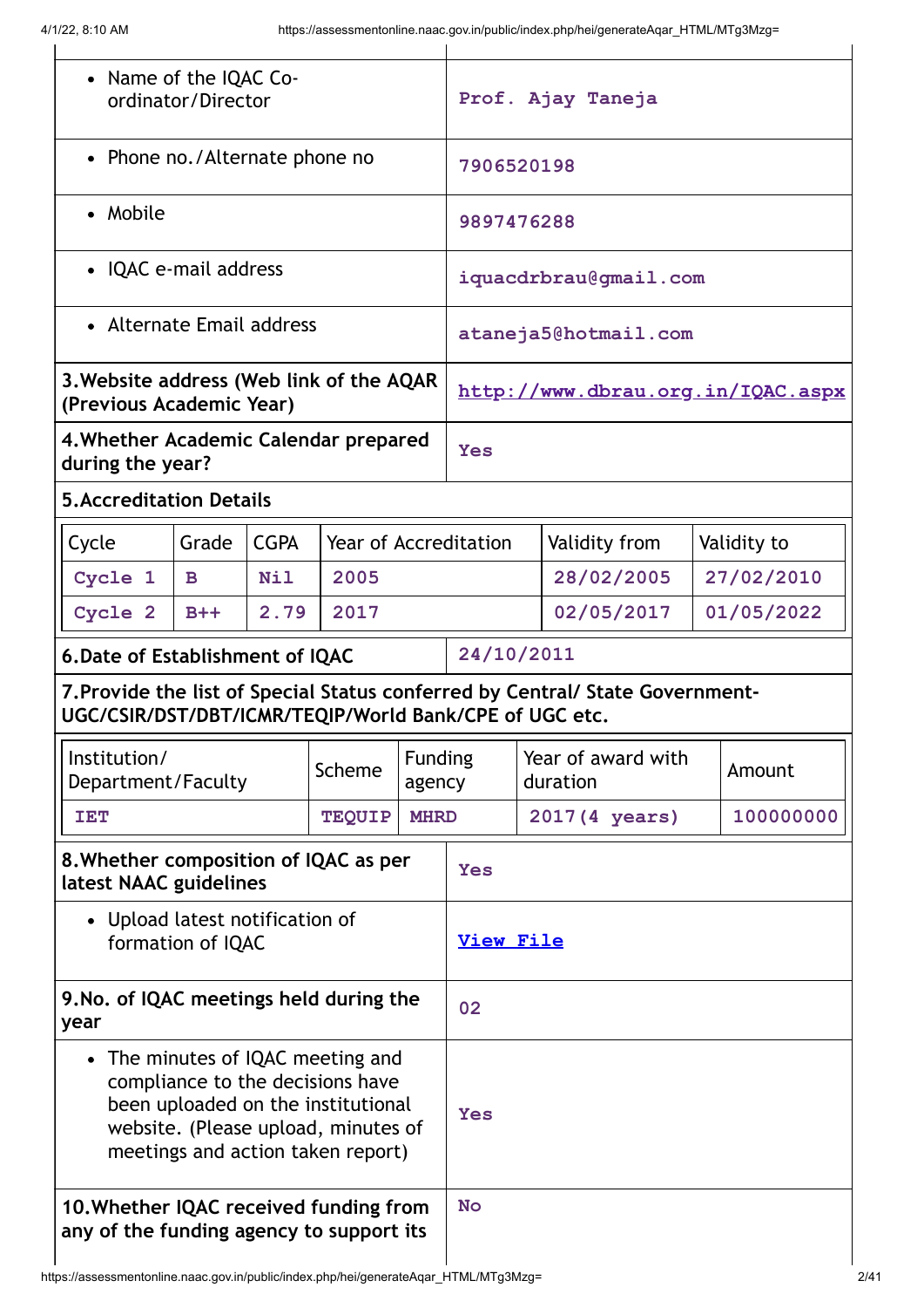| | |
|---|---|
| • Name of the IQAC Co-ordinator/Director | Prof. Ajay Taneja |
| • Phone no./Alternate phone no | 7906520198 |
| • Mobile | 9897476288 |
| • IQAC e-mail address | iquacdrbrau@gmail.com |
| • Alternate Email address | ataneja5@hotmail.com |
| **3.Website address (Web link of the AQAR (Previous Academic Year)** | http://www.dbrau.org.in/IQAC.aspx |
| **4.Whether Academic Calendar prepared during the year?** | Yes |

**5.Accreditation Details**

| Cycle | Grade | CGPA | Year of Accreditation | Validity from | Validity to |
|---|---|---|---|---|---|
| Cycle 1 | B | Nil | 2005 | 28/02/2005 | 27/02/2010 |
| Cycle 2 | B++ | 2.79 | 2017 | 02/05/2017 | 01/05/2022 |

| | |
|---|---|
| **6.Date of Establishment of IQAC** | 24/10/2011 |

**7.Provide the list of Special Status conferred by Central/ State Government-UGC/CSIR/DST/DBT/ICMR/TEQIP/World Bank/CPE of UGC etc.**

| Institution/ Department/Faculty | Scheme | Funding agency | Year of award with duration | Amount |
|---|---|---|---|---|
| IET | TEQUIP | MHRD | 2017(4 years) | 100000000 |

| | |
|---|---|
| **8.Whether composition of IQAC as per latest NAAC guidelines** | Yes |
| • Upload latest notification of formation of IQAC | View File |
| **9.No. of IQAC meetings held during the year** | 02 |
| • The minutes of IQAC meeting and compliance to the decisions have been uploaded on the institutional website. (Please upload, minutes of meetings and action taken report) | Yes |
| **10.Whether IQAC received funding from any of the funding agency to support its** | No |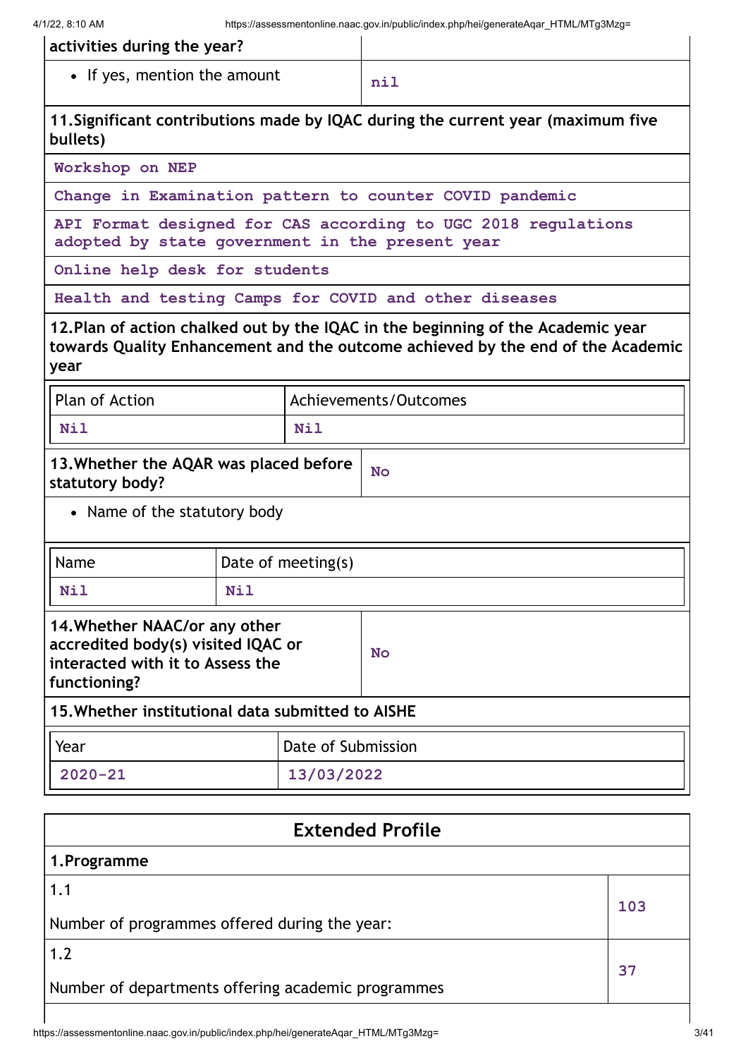| activities during the year? | |
|---|---|
| • If yes, mention the amount | nil |

**11.Significant contributions made by IQAC during the current year (maximum five bullets)**

Workshop on NEP

Change in Examination pattern to counter COVID pandemic

API Format designed for CAS according to UGC 2018 regulations adopted by state government in the present year

Online help desk for students

Health and testing Camps for COVID and other diseases

**12.Plan of action chalked out by the IQAC in the beginning of the Academic year towards Quality Enhancement and the outcome achieved by the end of the Academic year**

| Plan of Action | Achievements/Outcomes |
|---|---|
| Nil | Nil |

| **13.Whether the AQAR was placed before statutory body?** | No |
|---|---|

• Name of the statutory body

| Name | Date of meeting(s) |
|---|---|
| Nil | Nil |

| **14.Whether NAAC/or any other accredited body(s) visited IQAC or interacted with it to Assess the functioning?** | No |
|---|---|

**15.Whether institutional data submitted to AISHE**

| Year | Date of Submission |
|---|---|
| 2020-21 | 13/03/2022 |

## Extended Profile

**1.Programme**

| | |
|---|---|
| 1.1<br>Number of programmes offered during the year: | 103 |
| 1.2<br>Number of departments offering academic programmes | 37 |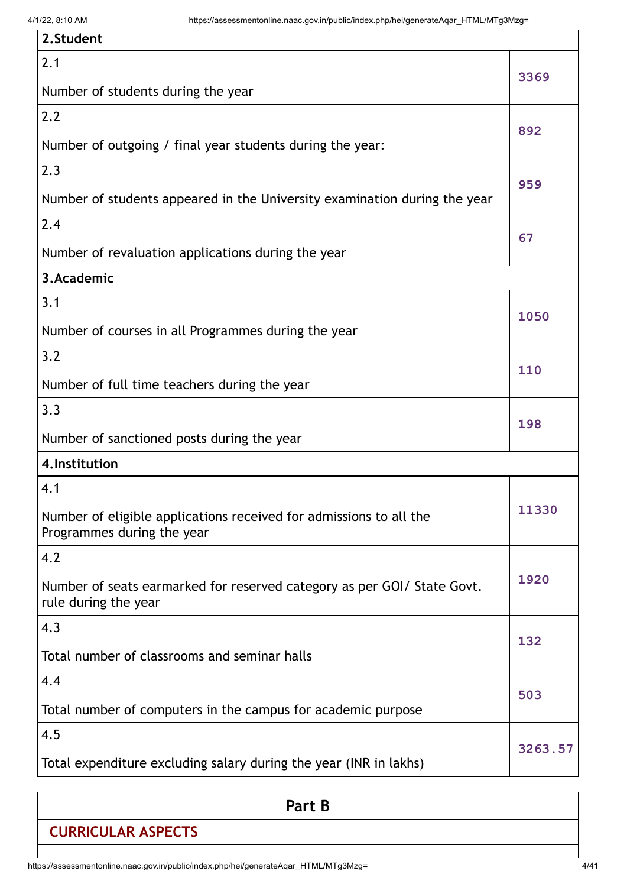| 2.Student | |
|---|---|
| 2.1<br>Number of students during the year | 3369 |
| 2.2<br>Number of outgoing / final year students during the year: | 892 |
| 2.3<br>Number of students appeared in the University examination during the year | 959 |
| 2.4<br>Number of revaluation applications during the year | 67 |
| **3.Academic** | |
| 3.1<br>Number of courses in all Programmes during the year | 1050 |
| 3.2<br>Number of full time teachers during the year | 110 |
| 3.3<br>Number of sanctioned posts during the year | 198 |
| **4.Institution** | |
| 4.1<br>Number of eligible applications received for admissions to all the Programmes during the year | 11330 |
| 4.2<br>Number of seats earmarked for reserved category as per GOI/ State Govt. rule during the year | 1920 |
| 4.3<br>Total number of classrooms and seminar halls | 132 |
| 4.4<br>Total number of computers in the campus for academic purpose | 503 |
| 4.5<br>Total expenditure excluding salary during the year (INR in lakhs) | 3263.57 |

# Part B

## CURRICULAR ASPECTS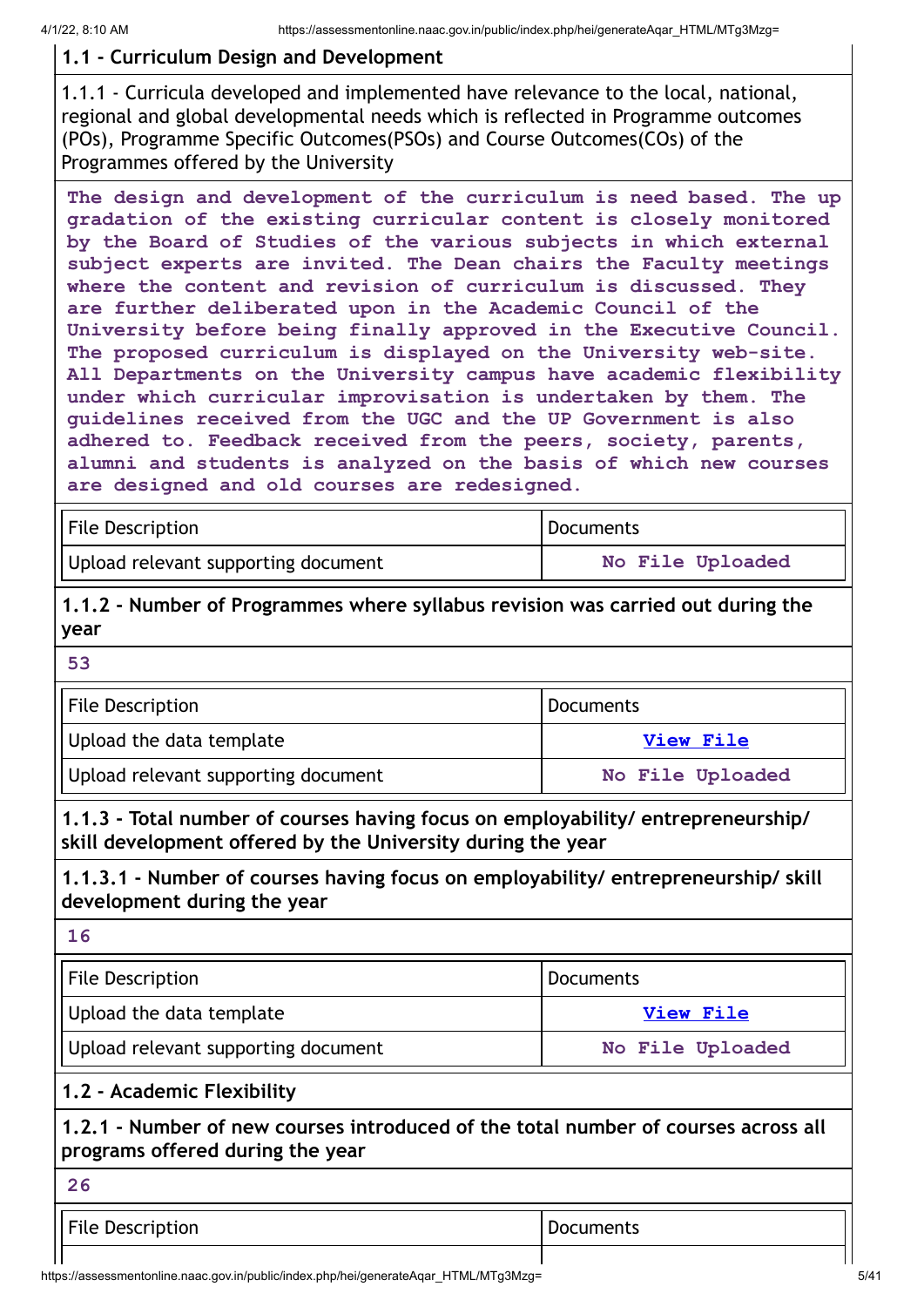### 1.1 - Curriculum Design and Development

1.1.1 - Curricula developed and implemented have relevance to the local, national, regional and global developmental needs which is reflected in Programme outcomes (POs), Programme Specific Outcomes(PSOs) and Course Outcomes(COs) of the Programmes offered by the University

**The design and development of the curriculum is need based. The up gradation of the existing curricular content is closely monitored by the Board of Studies of the various subjects in which external subject experts are invited. The Dean chairs the Faculty meetings where the content and revision of curriculum is discussed. They are further deliberated upon in the Academic Council of the University before being finally approved in the Executive Council. The proposed curriculum is displayed on the University web-site. All Departments on the University campus have academic flexibility under which curricular improvisation is undertaken by them. The guidelines received from the UGC and the UP Government is also adhered to. Feedback received from the peers, society, parents, alumni and students is analyzed on the basis of which new courses are designed and old courses are redesigned.**

| File Description | Documents |
|---|---|
| Upload relevant supporting document | No File Uploaded |

**1.1.2 - Number of Programmes where syllabus revision was carried out during the year**

**53**

| File Description | Documents |
|---|---|
| Upload the data template | View File |
| Upload relevant supporting document | No File Uploaded |

**1.1.3 - Total number of courses having focus on employability/ entrepreneurship/ skill development offered by the University during the year**

**1.1.3.1 - Number of courses having focus on employability/ entrepreneurship/ skill development during the year**

**16**

| File Description | Documents |
|---|---|
| Upload the data template | View File |
| Upload relevant supporting document | No File Uploaded |

### 1.2 - Academic Flexibility

**1.2.1 - Number of new courses introduced of the total number of courses across all programs offered during the year**

**26**

| File Description | Documents |
|---|---|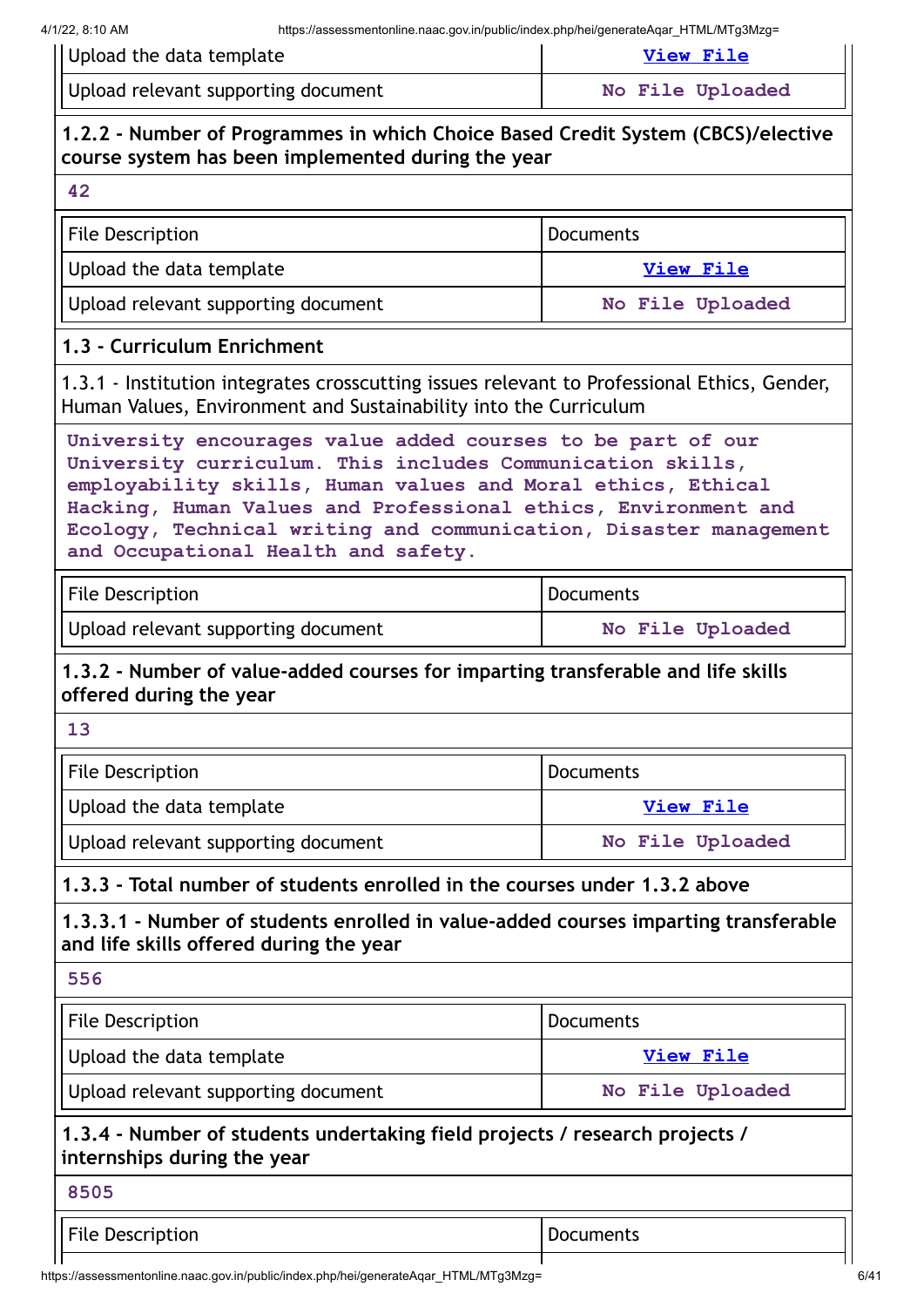| Upload the data template | View File |
| --- | --- |
| Upload relevant supporting document | No File Uploaded |

**1.2.2 - Number of Programmes in which Choice Based Credit System (CBCS)/elective course system has been implemented during the year**

42

| File Description | Documents |
| --- | --- |
| Upload the data template | View File |
| Upload relevant supporting document | No File Uploaded |

**1.3 - Curriculum Enrichment**

1.3.1 - Institution integrates crosscutting issues relevant to Professional Ethics, Gender, Human Values, Environment and Sustainability into the Curriculum

University encourages value added courses to be part of our University curriculum. This includes Communication skills, employability skills, Human values and Moral ethics, Ethical Hacking, Human Values and Professional ethics, Environment and Ecology, Technical writing and communication, Disaster management and Occupational Health and safety.

| File Description | Documents |
| --- | --- |
| Upload relevant supporting document | No File Uploaded |

**1.3.2 - Number of value-added courses for imparting transferable and life skills offered during the year**

13

| File Description | Documents |
| --- | --- |
| Upload the data template | View File |
| Upload relevant supporting document | No File Uploaded |

**1.3.3 - Total number of students enrolled in the courses under 1.3.2 above**

**1.3.3.1 - Number of students enrolled in value-added courses imparting transferable and life skills offered during the year**

556

| File Description | Documents |
| --- | --- |
| Upload the data template | View File |
| Upload relevant supporting document | No File Uploaded |

**1.3.4 - Number of students undertaking field projects / research projects / internships during the year**

8505

| File Description | Documents |
| --- | --- |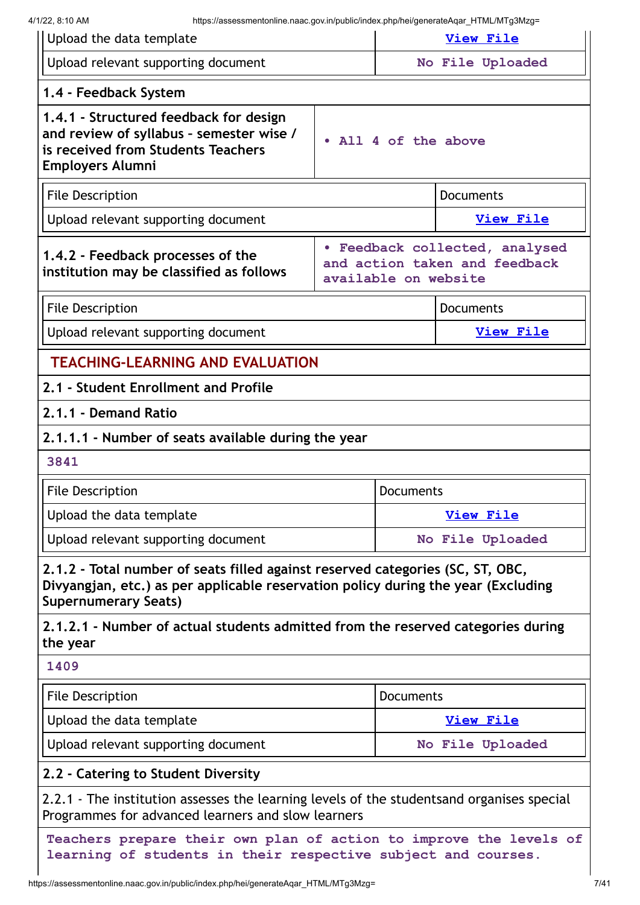| File Description | Documents |
|---|---|
| Upload the data template | **View File** |
| Upload relevant supporting document | **No File Uploaded** |

### 1.4 - Feedback System

| | |
|---|---|
| **1.4.1 - Structured feedback for design and review of syllabus – semester wise / is received from Students Teachers Employers Alumni** | **• All 4 of the above** |

| File Description | Documents |
|---|---|
| Upload relevant supporting document | **View File** |

| | |
|---|---|
| **1.4.2 - Feedback processes of the institution may be classified as follows** | **• Feedback collected, analysed and action taken and feedback available on website** |

| File Description | Documents |
|---|---|
| Upload relevant supporting document | **View File** |

## TEACHING-LEARNING AND EVALUATION

### 2.1 - Student Enrollment and Profile

### 2.1.1 - Demand Ratio

### 2.1.1.1 - Number of seats available during the year

**3841**

| File Description | Documents |
|---|---|
| Upload the data template | **View File** |
| Upload relevant supporting document | **No File Uploaded** |

### 2.1.2 - Total number of seats filled against reserved categories (SC, ST, OBC, Divyangjan, etc.) as per applicable reservation policy during the year (Excluding Supernumerary Seats)

### 2.1.2.1 - Number of actual students admitted from the reserved categories during the year

**1409**

| File Description | Documents |
|---|---|
| Upload the data template | **View File** |
| Upload relevant supporting document | **No File Uploaded** |

### 2.2 - Catering to Student Diversity

2.2.1 - The institution assesses the learning levels of the studentsand organises special Programmes for advanced learners and slow learners

**Teachers prepare their own plan of action to improve the levels of learning of students in their respective subject and courses.**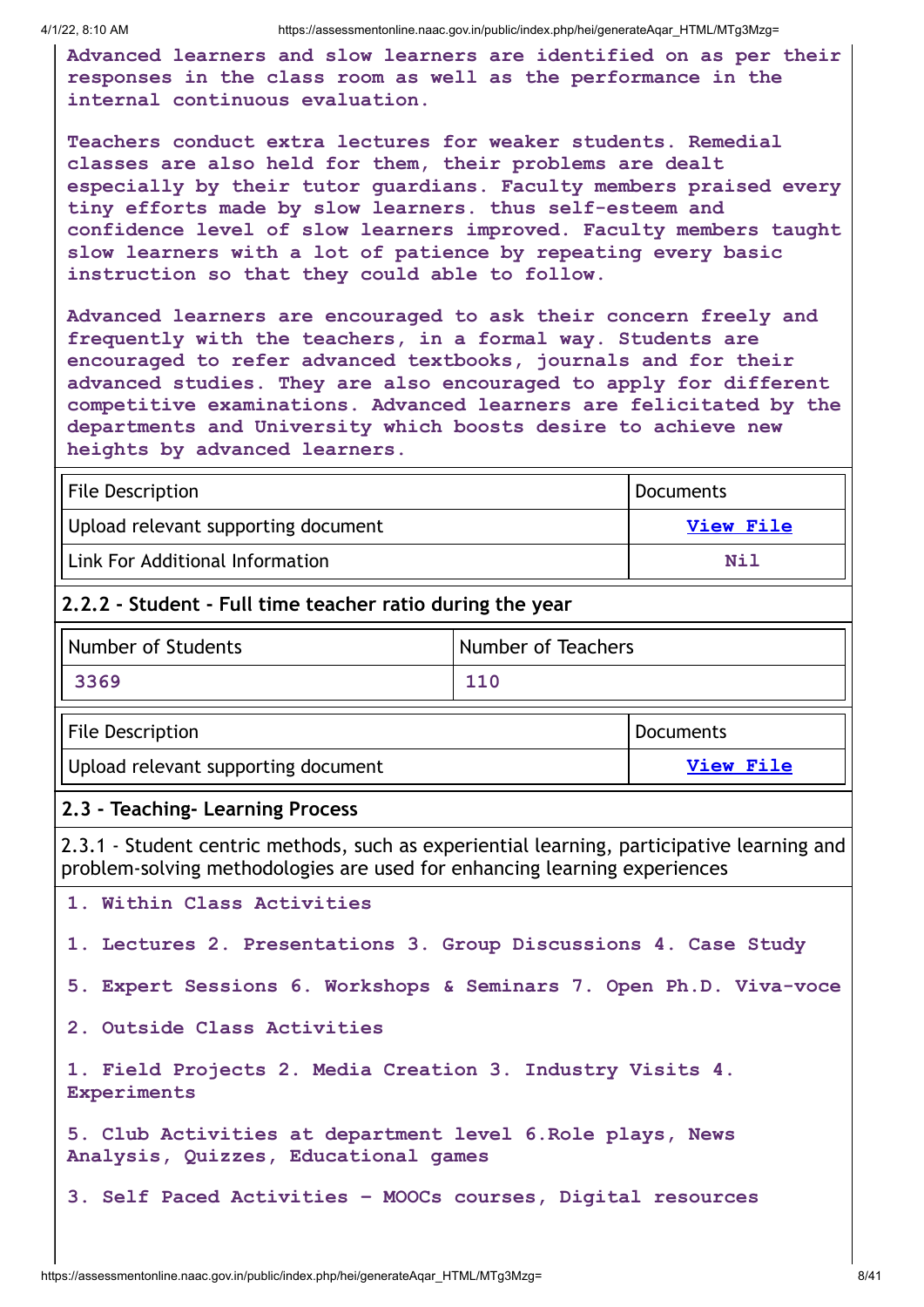Advanced learners and slow learners are identified on as per their responses in the class room as well as the performance in the internal continuous evaluation.

Teachers conduct extra lectures for weaker students. Remedial classes are also held for them, their problems are dealt especially by their tutor guardians. Faculty members praised every tiny efforts made by slow learners. thus self-esteem and confidence level of slow learners improved. Faculty members taught slow learners with a lot of patience by repeating every basic instruction so that they could able to follow.

Advanced learners are encouraged to ask their concern freely and frequently with the teachers, in a formal way. Students are encouraged to refer advanced textbooks, journals and for their advanced studies. They are also encouraged to apply for different competitive examinations. Advanced learners are felicitated by the departments and University which boosts desire to achieve new heights by advanced learners.

| File Description | Documents |
|---|---|
| Upload relevant supporting document | View File |
| Link For Additional Information | Nil |

### 2.2.2 - Student - Full time teacher ratio during the year

| Number of Students | Number of Teachers |
|---|---|
| 3369 | 110 |

| File Description | Documents |
|---|---|
| Upload relevant supporting document | View File |

### 2.3 - Teaching- Learning Process

2.3.1 - Student centric methods, such as experiential learning, participative learning and problem-solving methodologies are used for enhancing learning experiences

1. Within Class Activities

1. Lectures 2. Presentations 3. Group Discussions 4. Case Study

5. Expert Sessions 6. Workshops & Seminars 7. Open Ph.D. Viva-voce

2. Outside Class Activities

1. Field Projects 2. Media Creation 3. Industry Visits 4. Experiments

5. Club Activities at department level 6.Role plays, News Analysis, Quizzes, Educational games

3. Self Paced Activities - MOOCs courses, Digital resources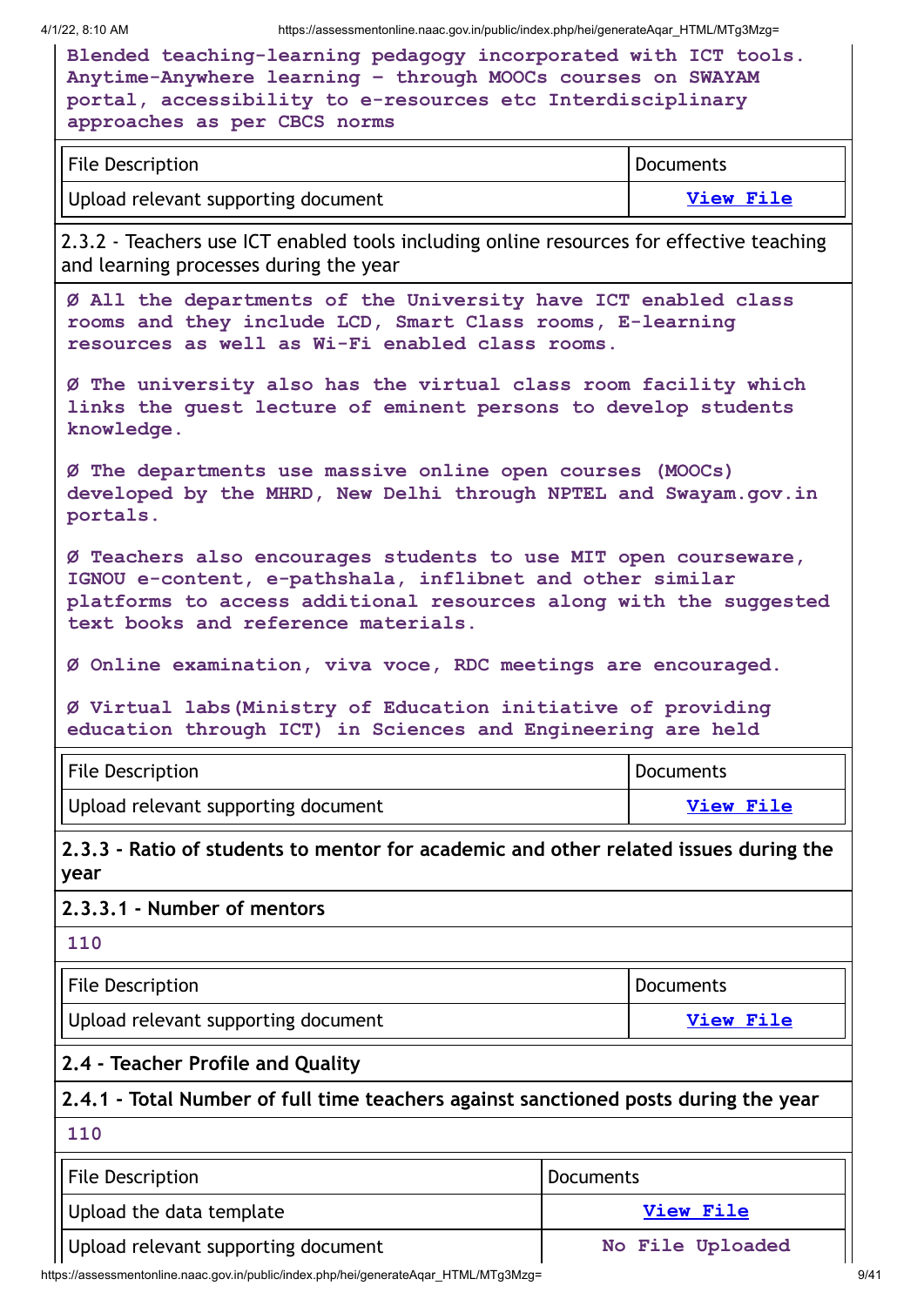**Blended teaching-learning pedagogy incorporated with ICT tools. Anytime-Anywhere learning – through MOOCs courses on SWAYAM portal, accessibility to e-resources etc Interdisciplinary approaches as per CBCS norms**

| File Description | Documents |
|---|---|
| Upload relevant supporting document | View File |

2.3.2 - Teachers use ICT enabled tools including online resources for effective teaching and learning processes during the year

**Ø All the departments of the University have ICT enabled class rooms and they include LCD, Smart Class rooms, E-learning resources as well as Wi-Fi enabled class rooms.**

**Ø The university also has the virtual class room facility which links the guest lecture of eminent persons to develop students knowledge.**

**Ø The departments use massive online open courses (MOOCs) developed by the MHRD, New Delhi through NPTEL and Swayam.gov.in portals.**

**Ø Teachers also encourages students to use MIT open courseware, IGNOU e-content, e-pathshala, inflibnet and other similar platforms to access additional resources along with the suggested text books and reference materials.**

**Ø Online examination, viva voce, RDC meetings are encouraged.**

**Ø Virtual labs(Ministry of Education initiative of providing education through ICT) in Sciences and Engineering are held**

| File Description | Documents |
|---|---|
| Upload relevant supporting document | View File |

**2.3.3 - Ratio of students to mentor for academic and other related issues during the year**

**2.3.3.1 - Number of mentors**

**110**

| File Description | Documents |
|---|---|
| Upload relevant supporting document | View File |

## 2.4 - Teacher Profile and Quality

**2.4.1 - Total Number of full time teachers against sanctioned posts during the year**

**110**

| File Description | Documents |
|---|---|
| Upload the data template | View File |
| Upload relevant supporting document | No File Uploaded |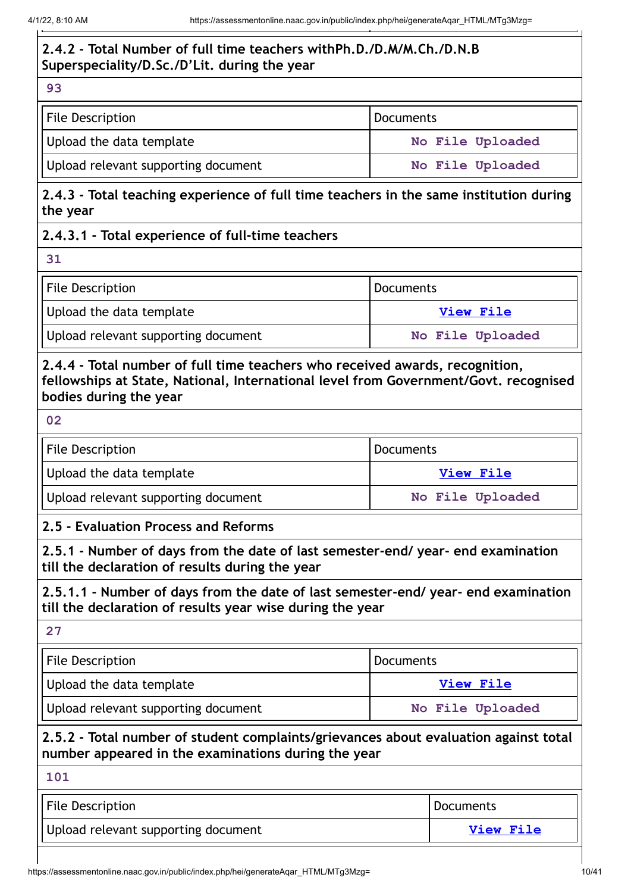**2.4.2 - Total Number of full time teachers withPh.D./D.M/M.Ch./D.N.B Superspeciality/D.Sc./D'Lit. during the year**

93

| File Description | Documents |
|---|---|
| Upload the data template | No File Uploaded |
| Upload relevant supporting document | No File Uploaded |

**2.4.3 - Total teaching experience of full time teachers in the same institution during the year**

**2.4.3.1 - Total experience of full-time teachers**

31

| File Description | Documents |
|---|---|
| Upload the data template | View File |
| Upload relevant supporting document | No File Uploaded |

**2.4.4 - Total number of full time teachers who received awards, recognition, fellowships at State, National, International level from Government/Govt. recognised bodies during the year**

02

| File Description | Documents |
|---|---|
| Upload the data template | View File |
| Upload relevant supporting document | No File Uploaded |

**2.5 - Evaluation Process and Reforms**

**2.5.1 - Number of days from the date of last semester-end/ year- end examination till the declaration of results during the year**

**2.5.1.1 - Number of days from the date of last semester-end/ year- end examination till the declaration of results year wise during the year**

27

| File Description | Documents |
|---|---|
| Upload the data template | View File |
| Upload relevant supporting document | No File Uploaded |

**2.5.2 - Total number of student complaints/grievances about evaluation against total number appeared in the examinations during the year**

101

| File Description | Documents |
|---|---|
| Upload relevant supporting document | View File |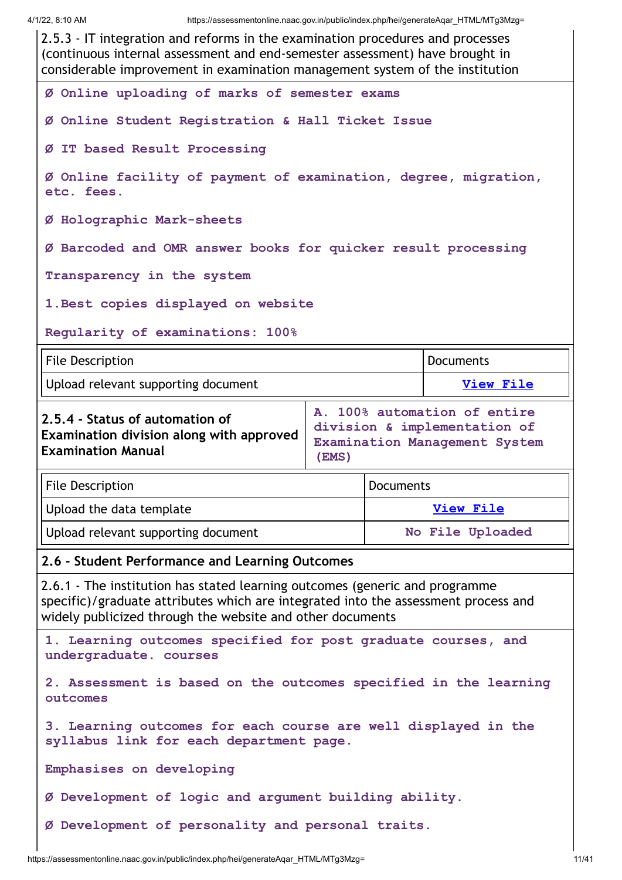2.5.3 - IT integration and reforms in the examination procedures and processes (continuous internal assessment and end-semester assessment) have brought in considerable improvement in examination management system of the institution

Ø Online uploading of marks of semester exams

Ø Online Student Registration & Hall Ticket Issue

Ø IT based Result Processing

Ø Online facility of payment of examination, degree, migration, etc. fees.

Ø Holographic Mark-sheets

Ø Barcoded and OMR answer books for quicker result processing

Transparency in the system

1.Best copies displayed on website

Regularity of examinations: 100%

| File Description | Documents |
|---|---|
| Upload relevant supporting document | View File |

| **2.5.4 - Status of automation of Examination division along with approved Examination Manual** | A. 100% automation of entire division & implementation of Examination Management System (EMS) |
|---|---|

| File Description | Documents |
|---|---|
| Upload the data template | View File |
| Upload relevant supporting document | No File Uploaded |

## 2.6 - Student Performance and Learning Outcomes

2.6.1 - The institution has stated learning outcomes (generic and programme specific)/graduate attributes which are integrated into the assessment process and widely publicized through the website and other documents

1. Learning outcomes specified for post graduate courses, and undergraduate. courses

2. Assessment is based on the outcomes specified in the learning outcomes

3. Learning outcomes for each course are well displayed in the syllabus link for each department page.

Emphasises on developing

Ø Development of logic and argument building ability.

Ø Development of personality and personal traits.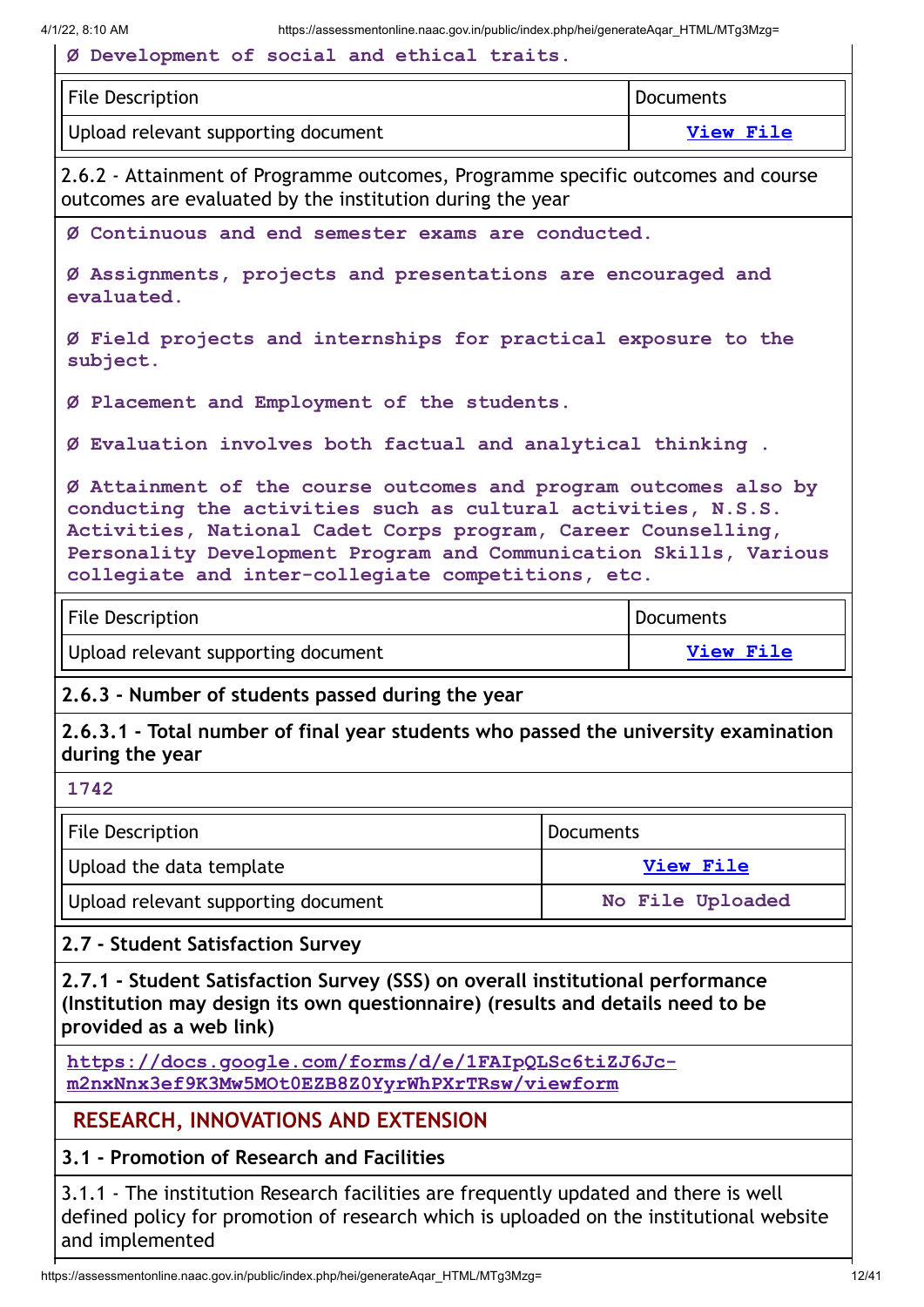Ø Development of social and ethical traits.

| File Description | Documents |
|---|---|
| Upload relevant supporting document | View File |

2.6.2 - Attainment of Programme outcomes, Programme specific outcomes and course outcomes are evaluated by the institution during the year

Ø Continuous and end semester exams are conducted.

Ø Assignments, projects and presentations are encouraged and evaluated.

Ø Field projects and internships for practical exposure to the subject.

Ø Placement and Employment of the students.

Ø Evaluation involves both factual and analytical thinking .

Ø Attainment of the course outcomes and program outcomes also by conducting the activities such as cultural activities, N.S.S. Activities, National Cadet Corps program, Career Counselling, Personality Development Program and Communication Skills, Various collegiate and inter-collegiate competitions, etc.

| File Description | Documents |
|---|---|
| Upload relevant supporting document | View File |

**2.6.3 - Number of students passed during the year**

**2.6.3.1 - Total number of final year students who passed the university examination during the year**

1742

| File Description | Documents |
|---|---|
| Upload the data template | View File |
| Upload relevant supporting document | No File Uploaded |

**2.7 - Student Satisfaction Survey**

**2.7.1 - Student Satisfaction Survey (SSS) on overall institutional performance (Institution may design its own questionnaire) (results and details need to be provided as a web link)**

https://docs.google.com/forms/d/e/1FAIpQLSc6tiZJ6Jc-m2nxNnx3ef9K3Mw5MOt0EZB8Z0YyrWhPXrTRsw/viewform

## RESEARCH, INNOVATIONS AND EXTENSION

**3.1 - Promotion of Research and Facilities**

3.1.1 - The institution Research facilities are frequently updated and there is well defined policy for promotion of research which is uploaded on the institutional website and implemented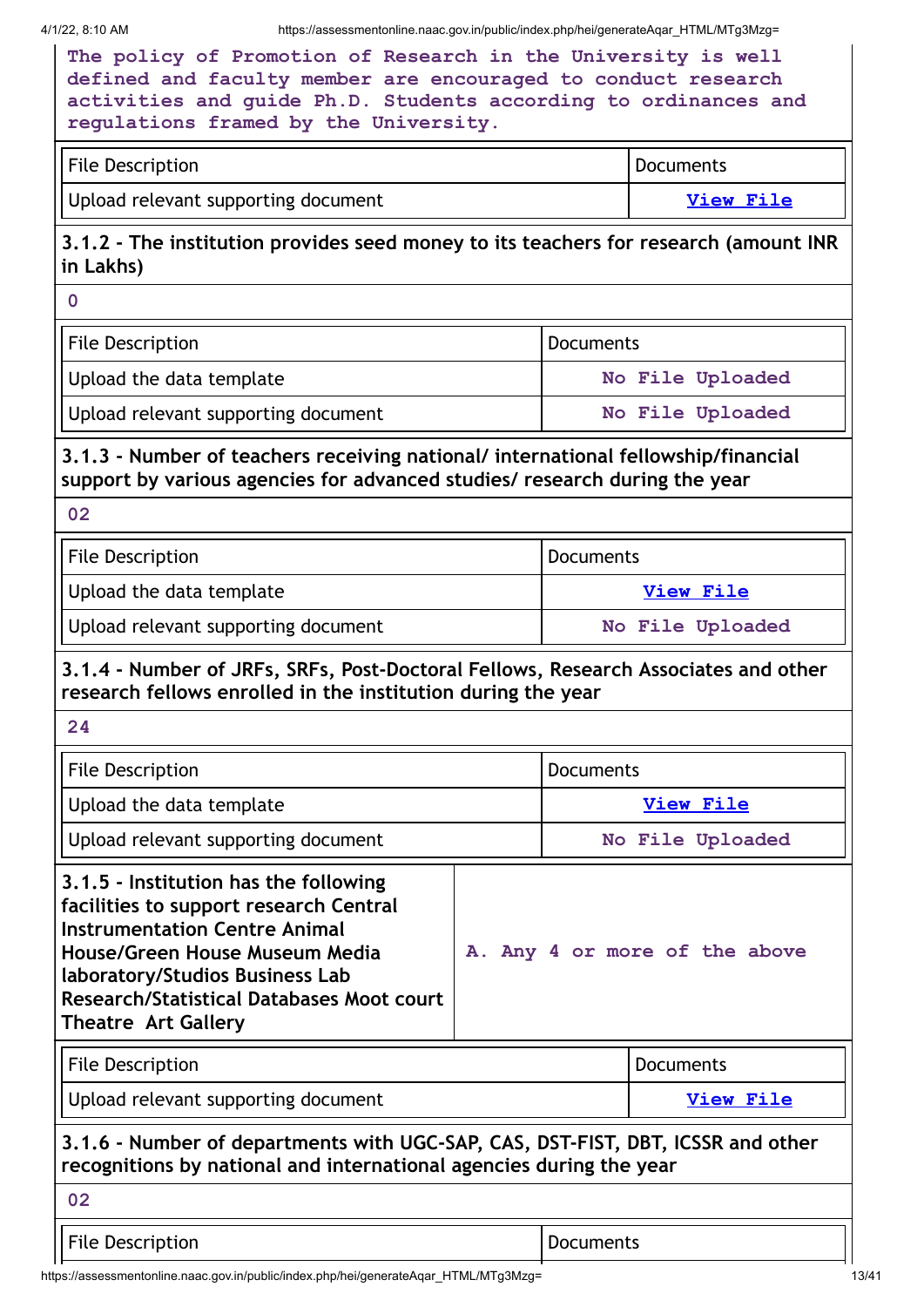The policy of Promotion of Research in the University is well defined and faculty member are encouraged to conduct research activities and guide Ph.D. Students according to ordinances and regulations framed by the University.

| File Description | Documents |
|---|---|
| Upload relevant supporting document | View File |

**3.1.2 - The institution provides seed money to its teachers for research (amount INR in Lakhs)**

0

| File Description | Documents |
|---|---|
| Upload the data template | No File Uploaded |
| Upload relevant supporting document | No File Uploaded |

**3.1.3 - Number of teachers receiving national/ international fellowship/financial support by various agencies for advanced studies/ research during the year**

02

| File Description | Documents |
|---|---|
| Upload the data template | View File |
| Upload relevant supporting document | No File Uploaded |

**3.1.4 - Number of JRFs, SRFs, Post-Doctoral Fellows, Research Associates and other research fellows enrolled in the institution during the year**

24

| File Description | Documents |
|---|---|
| Upload the data template | View File |
| Upload relevant supporting document | No File Uploaded |

| **3.1.5 - Institution has the following facilities to support research Central Instrumentation Centre Animal House/Green House Museum Media laboratory/Studios Business Lab Research/Statistical Databases Moot court Theatre Art Gallery** | A. Any 4 or more of the above |
|---|---|

| File Description | Documents |
|---|---|
| Upload relevant supporting document | View File |

**3.1.6 - Number of departments with UGC-SAP, CAS, DST-FIST, DBT, ICSSR and other recognitions by national and international agencies during the year**

02

| File Description | Documents |
|---|---|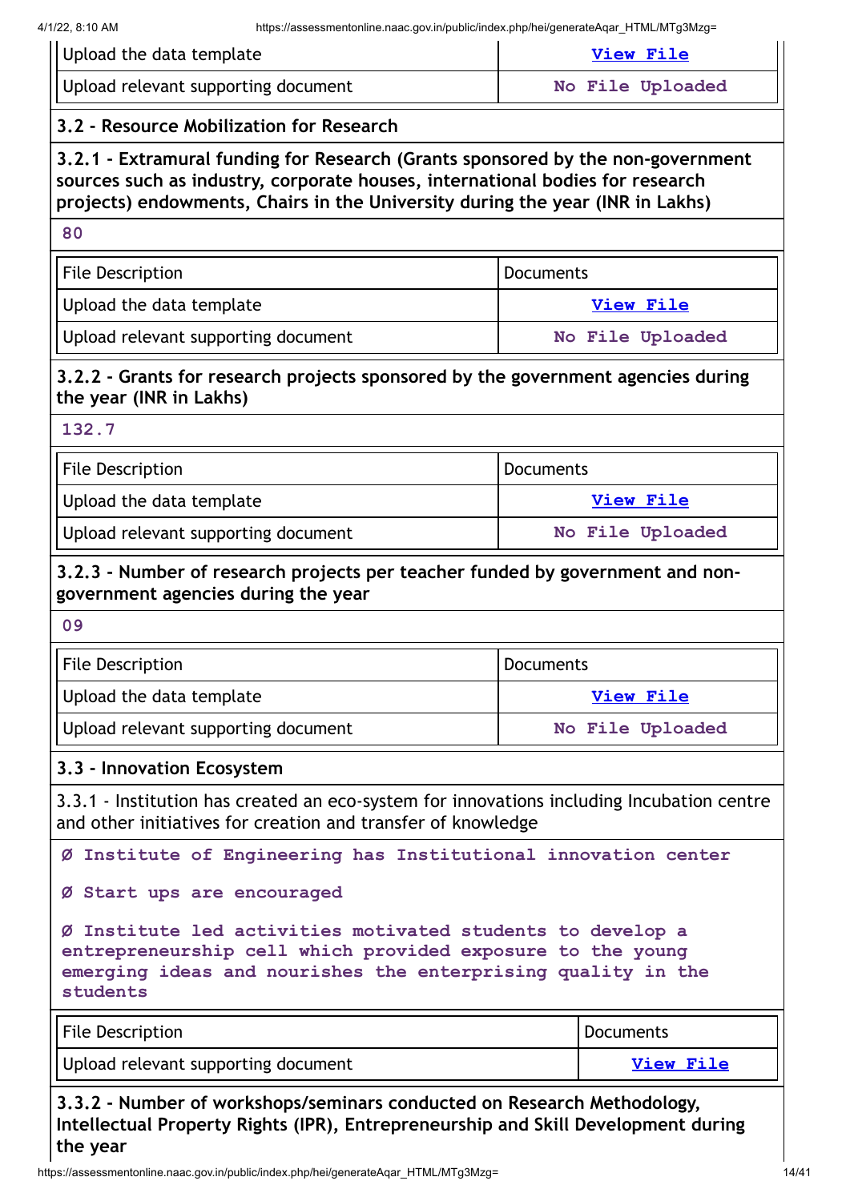| Upload the data template | View File |
|---|---|
| Upload relevant supporting document | No File Uploaded |

### 3.2 - Resource Mobilization for Research

**3.2.1 - Extramural funding for Research (Grants sponsored by the non-government sources such as industry, corporate houses, international bodies for research projects) endowments, Chairs in the University during the year (INR in Lakhs)**

80

| File Description | Documents |
|---|---|
| Upload the data template | View File |
| Upload relevant supporting document | No File Uploaded |

**3.2.2 - Grants for research projects sponsored by the government agencies during the year (INR in Lakhs)**

132.7

| File Description | Documents |
|---|---|
| Upload the data template | View File |
| Upload relevant supporting document | No File Uploaded |

**3.2.3 - Number of research projects per teacher funded by government and non-government agencies during the year**

09

| File Description | Documents |
|---|---|
| Upload the data template | View File |
| Upload relevant supporting document | No File Uploaded |

### 3.3 - Innovation Ecosystem

3.3.1 - Institution has created an eco-system for innovations including Incubation centre and other initiatives for creation and transfer of knowledge

Ø Institute of Engineering has Institutional innovation center

Ø Start ups are encouraged

Ø Institute led activities motivated students to develop a entrepreneurship cell which provided exposure to the young emerging ideas and nourishes the enterprising quality in the students

| File Description | Documents |
|---|---|
| Upload relevant supporting document | View File |

**3.3.2 - Number of workshops/seminars conducted on Research Methodology, Intellectual Property Rights (IPR), Entrepreneurship and Skill Development during the year**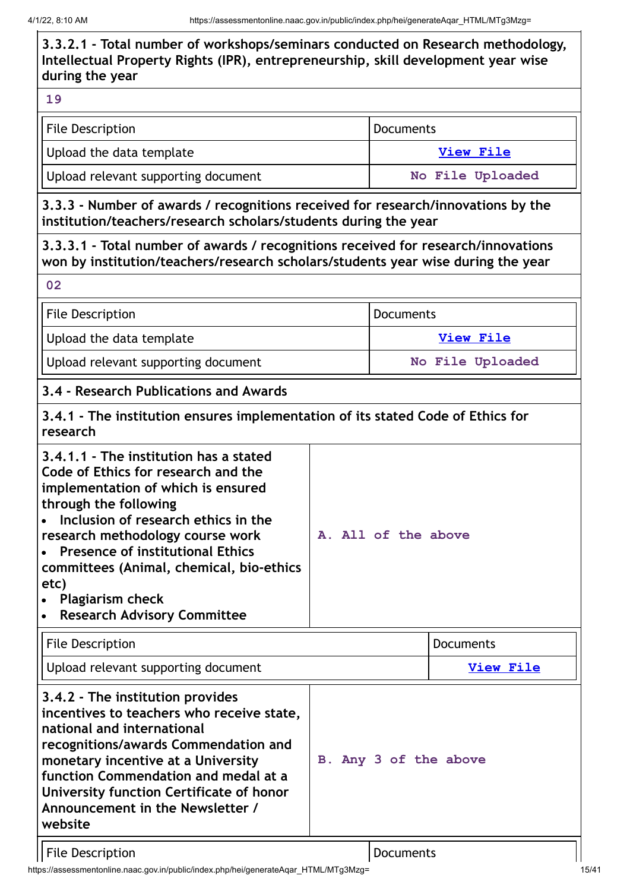**3.3.2.1 - Total number of workshops/seminars conducted on Research methodology, Intellectual Property Rights (IPR), entrepreneurship, skill development year wise during the year**

19

| File Description | Documents |
|---|---|
| Upload the data template | View File |
| Upload relevant supporting document | No File Uploaded |

**3.3.3 - Number of awards / recognitions received for research/innovations by the institution/teachers/research scholars/students during the year**

**3.3.3.1 - Total number of awards / recognitions received for research/innovations won by institution/teachers/research scholars/students year wise during the year**

02

| File Description | Documents |
|---|---|
| Upload the data template | View File |
| Upload relevant supporting document | No File Uploaded |

**3.4 - Research Publications and Awards**

**3.4.1 - The institution ensures implementation of its stated Code of Ethics for research**

| **3.4.1.1 - The institution has a stated Code of Ethics for research and the implementation of which is ensured through the following**<br>• **Inclusion of research ethics in the research methodology course work**<br>• **Presence of institutional Ethics committees (Animal, chemical, bio-ethics etc)**<br>• **Plagiarism check**<br>• **Research Advisory Committee** | A. All of the above |
|---|---|

| File Description | Documents |
|---|---|
| Upload relevant supporting document | View File |

| **3.4.2 - The institution provides incentives to teachers who receive state, national and international recognitions/awards Commendation and monetary incentive at a University function Commendation and medal at a University function Certificate of honor Announcement in the Newsletter / website** | B. Any 3 of the above |
|---|---|

| File Description | Documents |
|---|---|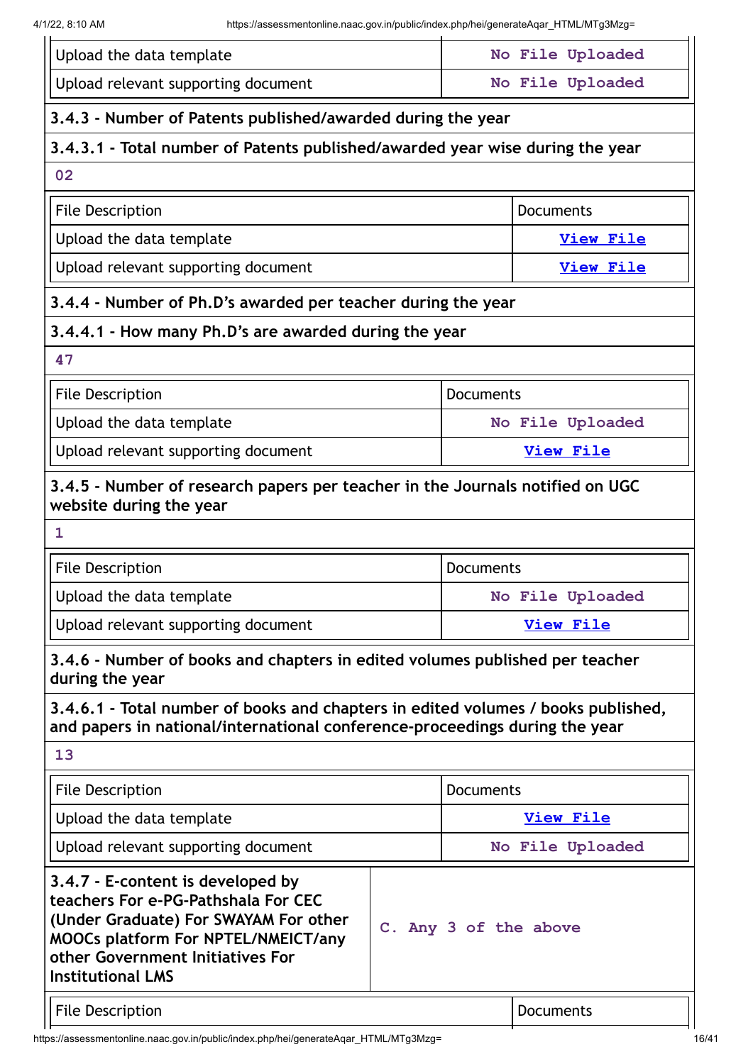| | |
|---|---|
| Upload the data template | No File Uploaded |
| Upload relevant supporting document | No File Uploaded |

**3.4.3 - Number of Patents published/awarded during the year**

**3.4.3.1 - Total number of Patents published/awarded year wise during the year**

02

| File Description | Documents |
|---|---|
| Upload the data template | View File |
| Upload relevant supporting document | View File |

**3.4.4 - Number of Ph.D's awarded per teacher during the year**

**3.4.4.1 - How many Ph.D's are awarded during the year**

47

| File Description | Documents |
|---|---|
| Upload the data template | No File Uploaded |
| Upload relevant supporting document | View File |

**3.4.5 - Number of research papers per teacher in the Journals notified on UGC website during the year**

1

| File Description | Documents |
|---|---|
| Upload the data template | No File Uploaded |
| Upload relevant supporting document | View File |

**3.4.6 - Number of books and chapters in edited volumes published per teacher during the year**

**3.4.6.1 - Total number of books and chapters in edited volumes / books published, and papers in national/international conference-proceedings during the year**

13

| File Description | Documents |
|---|---|
| Upload the data template | View File |
| Upload relevant supporting document | No File Uploaded |

| | |
|---|---|
| **3.4.7 - E-content is developed by teachers For e-PG-Pathshala For CEC (Under Graduate) For SWAYAM For other MOOCs platform For NPTEL/NMEICT/any other Government Initiatives For Institutional LMS** | C. Any 3 of the above |

| File Description | Documents |
|---|---|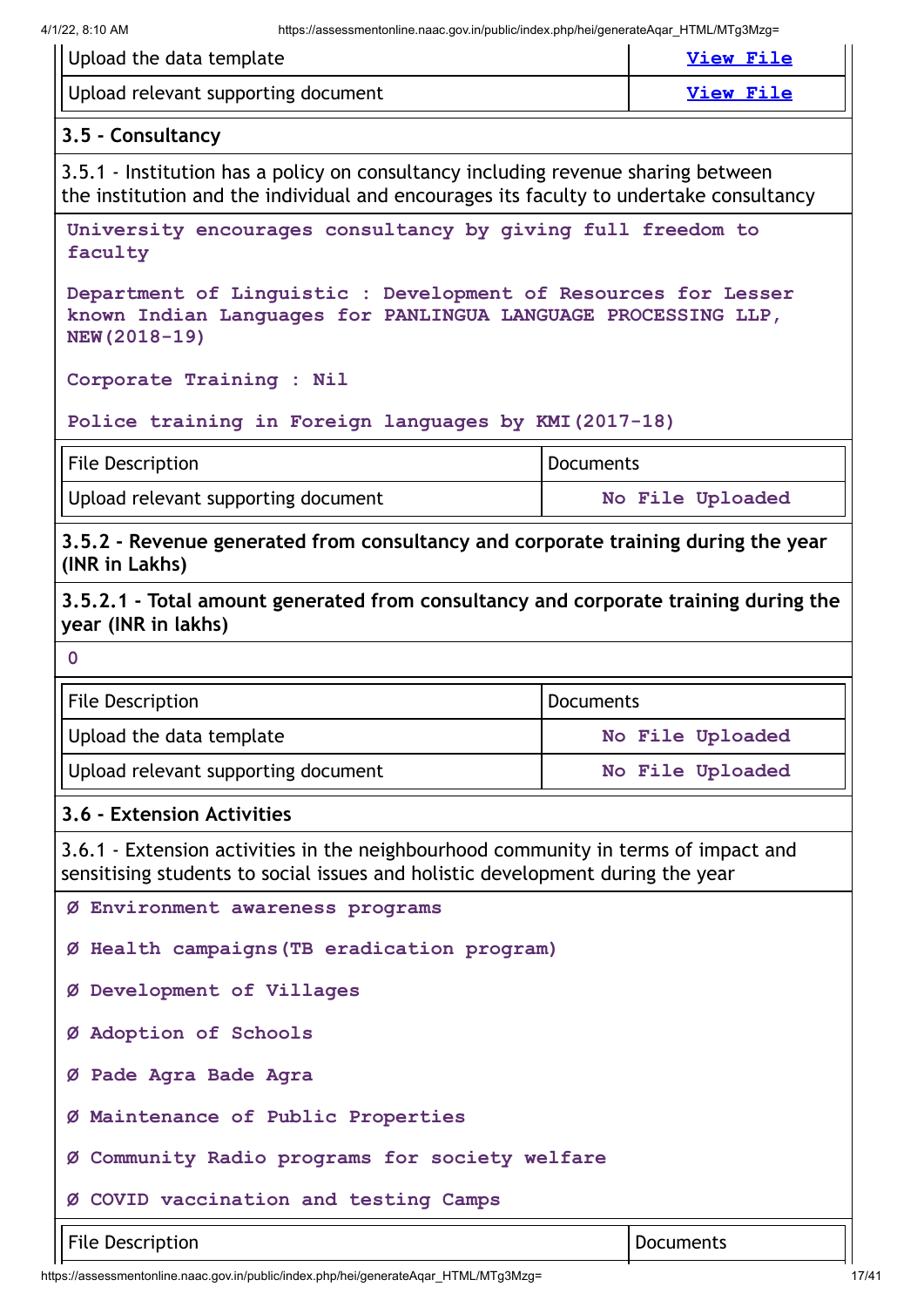| | |
|---|---|
| Upload the data template | View File |
| Upload relevant supporting document | View File |

### 3.5 - Consultancy

3.5.1 - Institution has a policy on consultancy including revenue sharing between the institution and the individual and encourages its faculty to undertake consultancy

University encourages consultancy by giving full freedom to faculty

Department of Linguistic : Development of Resources for Lesser known Indian Languages for PANLINGUA LANGUAGE PROCESSING LLP, NEW(2018-19)

Corporate Training : Nil

Police training in Foreign languages by KMI(2017-18)

| File Description | Documents |
|---|---|
| Upload relevant supporting document | No File Uploaded |

**3.5.2 - Revenue generated from consultancy and corporate training during the year (INR in Lakhs)**

**3.5.2.1 - Total amount generated from consultancy and corporate training during the year (INR in lakhs)**

0

| File Description | Documents |
|---|---|
| Upload the data template | No File Uploaded |
| Upload relevant supporting document | No File Uploaded |

### 3.6 - Extension Activities

3.6.1 - Extension activities in the neighbourhood community in terms of impact and sensitising students to social issues and holistic development during the year

Ø Environment awareness programs

Ø Health campaigns(TB eradication program)

Ø Development of Villages

Ø Adoption of Schools

Ø Pade Agra Bade Agra

Ø Maintenance of Public Properties

Ø Community Radio programs for society welfare

Ø COVID vaccination and testing Camps

| File Description | Documents |
|---|---|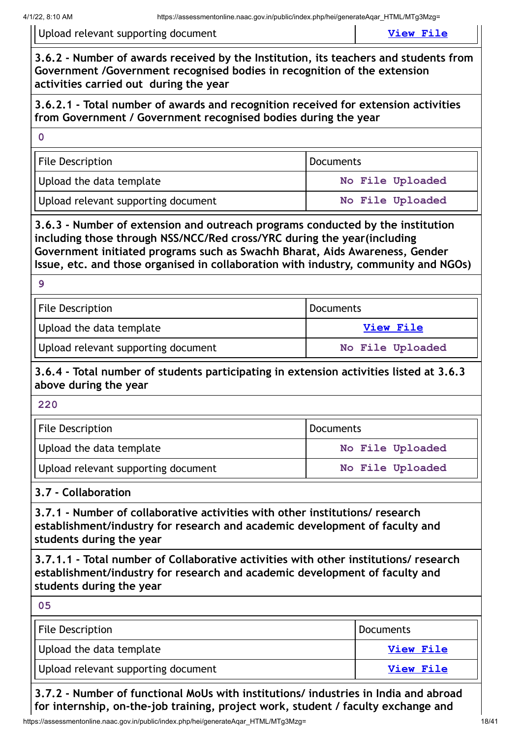| | |
|---|---|
| Upload relevant supporting document | View File |

**3.6.2 - Number of awards received by the Institution, its teachers and students from Government /Government recognised bodies in recognition of the extension activities carried out during the year**

**3.6.2.1 - Total number of awards and recognition received for extension activities from Government / Government recognised bodies during the year**

0

| File Description | Documents |
|---|---|
| Upload the data template | No File Uploaded |
| Upload relevant supporting document | No File Uploaded |

**3.6.3 - Number of extension and outreach programs conducted by the institution including those through NSS/NCC/Red cross/YRC during the year(including Government initiated programs such as Swachh Bharat, Aids Awareness, Gender Issue, etc. and those organised in collaboration with industry, community and NGOs)**

9

| File Description | Documents |
|---|---|
| Upload the data template | View File |
| Upload relevant supporting document | No File Uploaded |

**3.6.4 - Total number of students participating in extension activities listed at 3.6.3 above during the year**

220

| File Description | Documents |
|---|---|
| Upload the data template | No File Uploaded |
| Upload relevant supporting document | No File Uploaded |

**3.7 - Collaboration**

**3.7.1 - Number of collaborative activities with other institutions/ research establishment/industry for research and academic development of faculty and students during the year**

**3.7.1.1 - Total number of Collaborative activities with other institutions/ research establishment/industry for research and academic development of faculty and students during the year**

05

| File Description | Documents |
|---|---|
| Upload the data template | View File |
| Upload relevant supporting document | View File |

**3.7.2 - Number of functional MoUs with institutions/ industries in India and abroad for internship, on-the-job training, project work, student / faculty exchange and**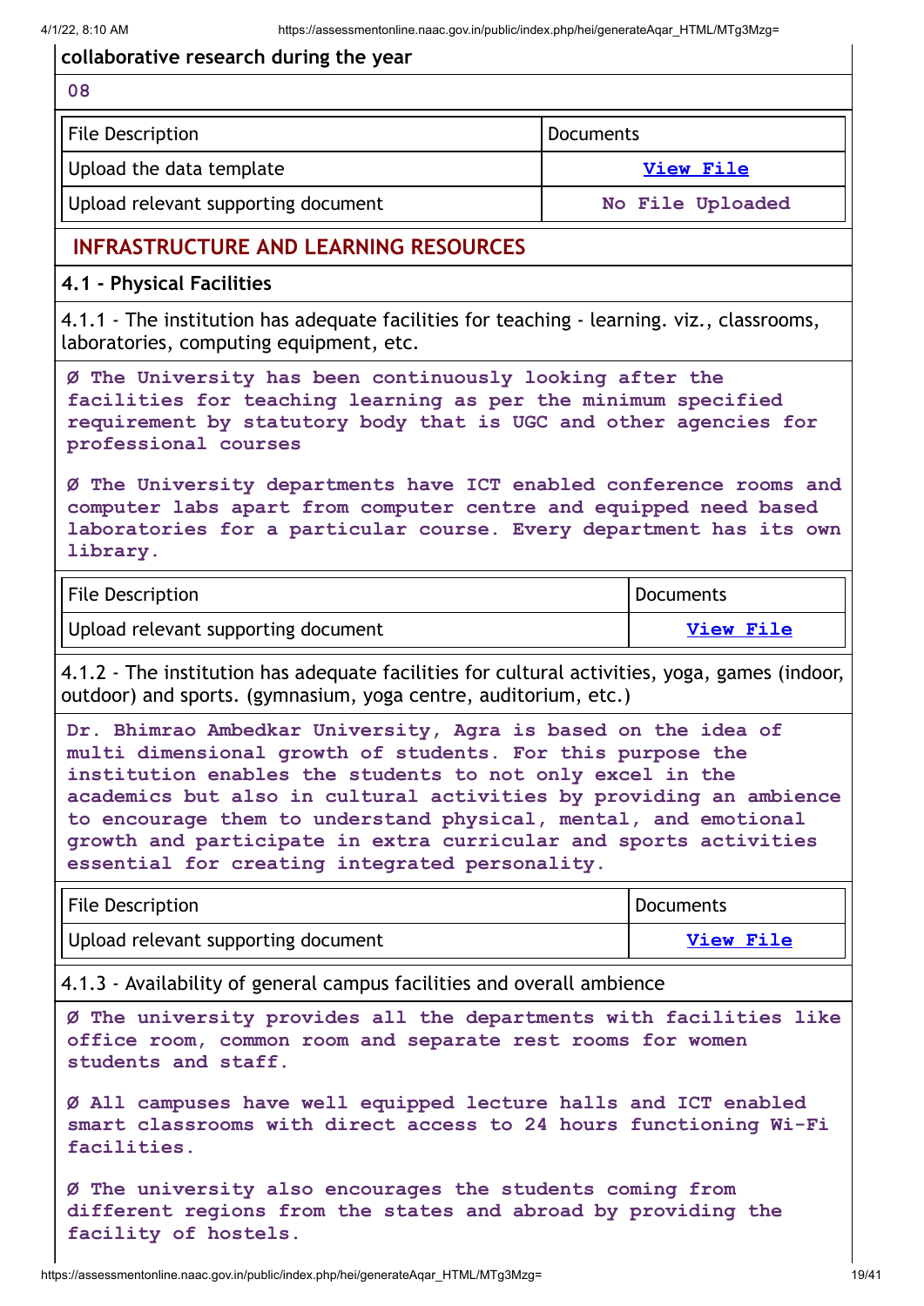collaborative research during the year

08

| File Description | Documents |
|---|---|
| Upload the data template | View File |
| Upload relevant supporting document | No File Uploaded |

## INFRASTRUCTURE AND LEARNING RESOURCES

### 4.1 - Physical Facilities

4.1.1 - The institution has adequate facilities for teaching - learning. viz., classrooms, laboratories, computing equipment, etc.

Ø The University has been continuously looking after the facilities for teaching learning as per the minimum specified requirement by statutory body that is UGC and other agencies for professional courses

Ø The University departments have ICT enabled conference rooms and computer labs apart from computer centre and equipped need based laboratories for a particular course. Every department has its own library.

| File Description | Documents |
|---|---|
| Upload relevant supporting document | View File |

4.1.2 - The institution has adequate facilities for cultural activities, yoga, games (indoor, outdoor) and sports. (gymnasium, yoga centre, auditorium, etc.)

Dr. Bhimrao Ambedkar University, Agra is based on the idea of multi dimensional growth of students. For this purpose the institution enables the students to not only excel in the academics but also in cultural activities by providing an ambience to encourage them to understand physical, mental, and emotional growth and participate in extra curricular and sports activities essential for creating integrated personality.

| File Description | Documents |
|---|---|
| Upload relevant supporting document | View File |

4.1.3 - Availability of general campus facilities and overall ambience

Ø The university provides all the departments with facilities like office room, common room and separate rest rooms for women students and staff.

Ø All campuses have well equipped lecture halls and ICT enabled smart classrooms with direct access to 24 hours functioning Wi-Fi facilities.

Ø The university also encourages the students coming from different regions from the states and abroad by providing the facility of hostels.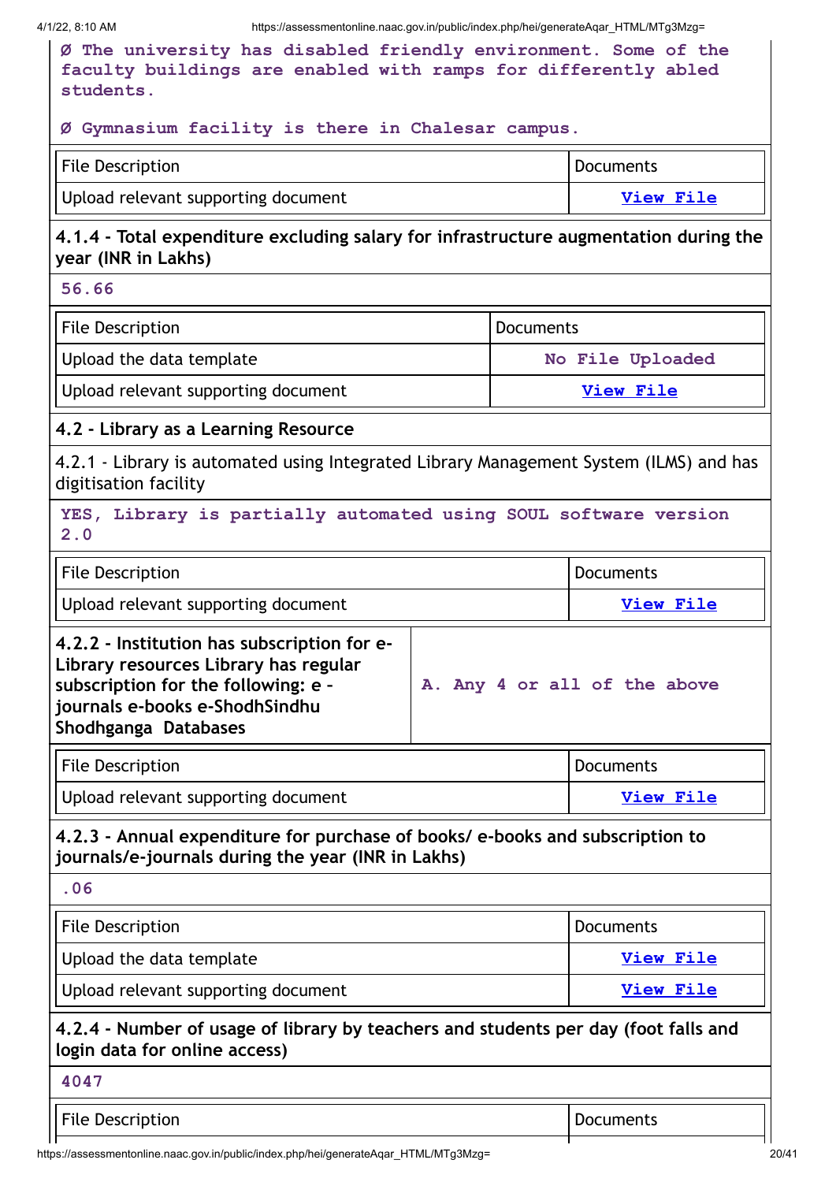Ø The university has disabled friendly environment. Some of the faculty buildings are enabled with ramps for differently abled students.

Ø Gymnasium facility is there in Chalesar campus.

| File Description | Documents |
|---|---|
| Upload relevant supporting document | View File |

**4.1.4 - Total expenditure excluding salary for infrastructure augmentation during the year (INR in Lakhs)**

56.66

| File Description | Documents |
|---|---|
| Upload the data template | No File Uploaded |
| Upload relevant supporting document | View File |

**4.2 - Library as a Learning Resource**

4.2.1 - Library is automated using Integrated Library Management System (ILMS) and has digitisation facility

YES, Library is partially automated using SOUL software version 2.0

| File Description | Documents |
|---|---|
| Upload relevant supporting document | View File |

| **4.2.2 - Institution has subscription for e-Library resources Library has regular subscription for the following: e - journals e-books e-ShodhSindhu Shodhganga Databases** | A. Any 4 or all of the above |
|---|---|

| File Description | Documents |
|---|---|
| Upload relevant supporting document | View File |

**4.2.3 - Annual expenditure for purchase of books/ e-books and subscription to journals/e-journals during the year (INR in Lakhs)**

.06

| File Description | Documents |
|---|---|
| Upload the data template | View File |
| Upload relevant supporting document | View File |

**4.2.4 - Number of usage of library by teachers and students per day (foot falls and login data for online access)**

4047

| File Description | Documents |
|---|---|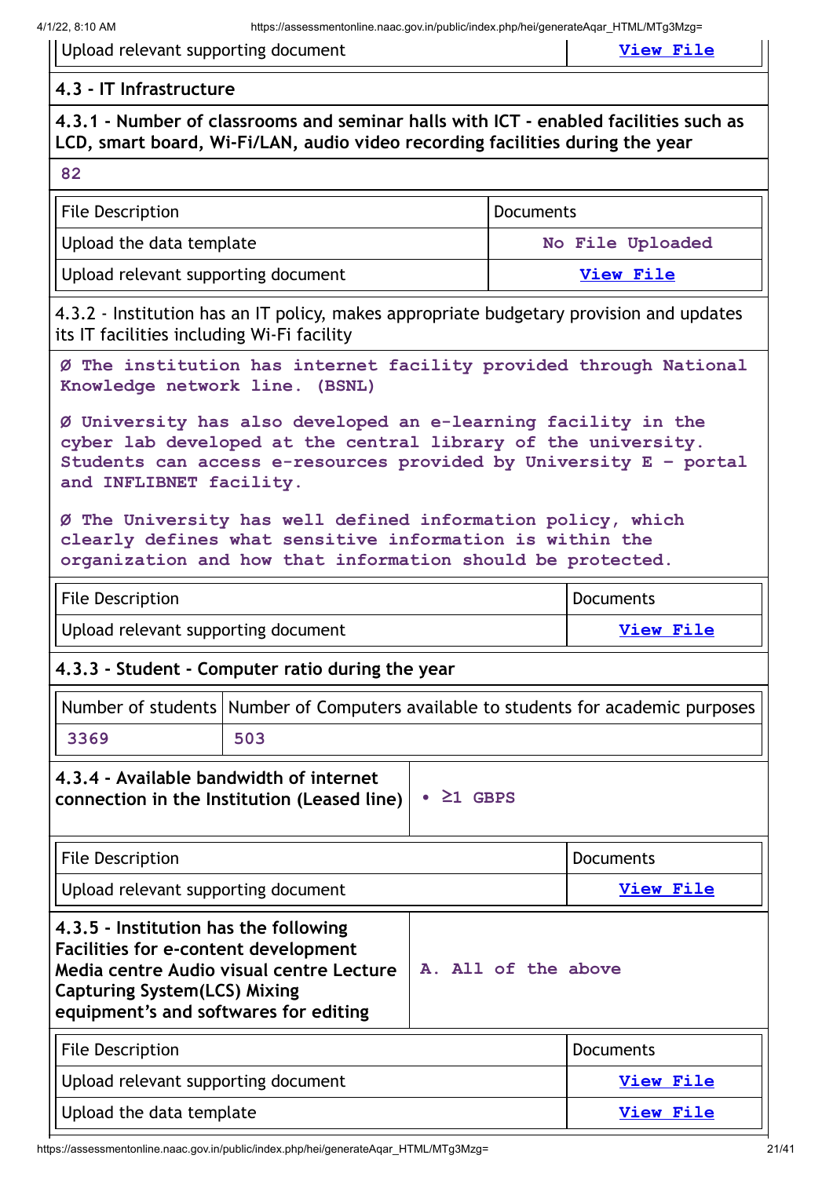| Upload relevant supporting document | View File |
|---|---|

### 4.3 - IT Infrastructure

**4.3.1 - Number of classrooms and seminar halls with ICT - enabled facilities such as LCD, smart board, Wi-Fi/LAN, audio video recording facilities during the year**

82

| File Description | Documents |
|---|---|
| Upload the data template | No File Uploaded |
| Upload relevant supporting document | View File |

4.3.2 - Institution has an IT policy, makes appropriate budgetary provision and updates its IT facilities including Wi-Fi facility

Ø The institution has internet facility provided through National Knowledge network line. (BSNL)

Ø University has also developed an e-learning facility in the cyber lab developed at the central library of the university. Students can access e-resources provided by University E – portal and INFLIBNET facility.

Ø The University has well defined information policy, which clearly defines what sensitive information is within the organization and how that information should be protected.

| File Description | Documents |
|---|---|
| Upload relevant supporting document | View File |

**4.3.3 - Student - Computer ratio during the year**

| Number of students | Number of Computers available to students for academic purposes |
|---|---|
| 3369 | 503 |

| **4.3.4 - Available bandwidth of internet connection in the Institution (Leased line)** | • ≥1 GBPS |
|---|---|

| File Description | Documents |
|---|---|
| Upload relevant supporting document | View File |

| **4.3.5 - Institution has the following Facilities for e-content development Media centre Audio visual centre Lecture Capturing System(LCS) Mixing equipment's and softwares for editing** | A. All of the above |
|---|---|

| File Description | Documents |
|---|---|
| Upload relevant supporting document | View File |
| Upload the data template | View File |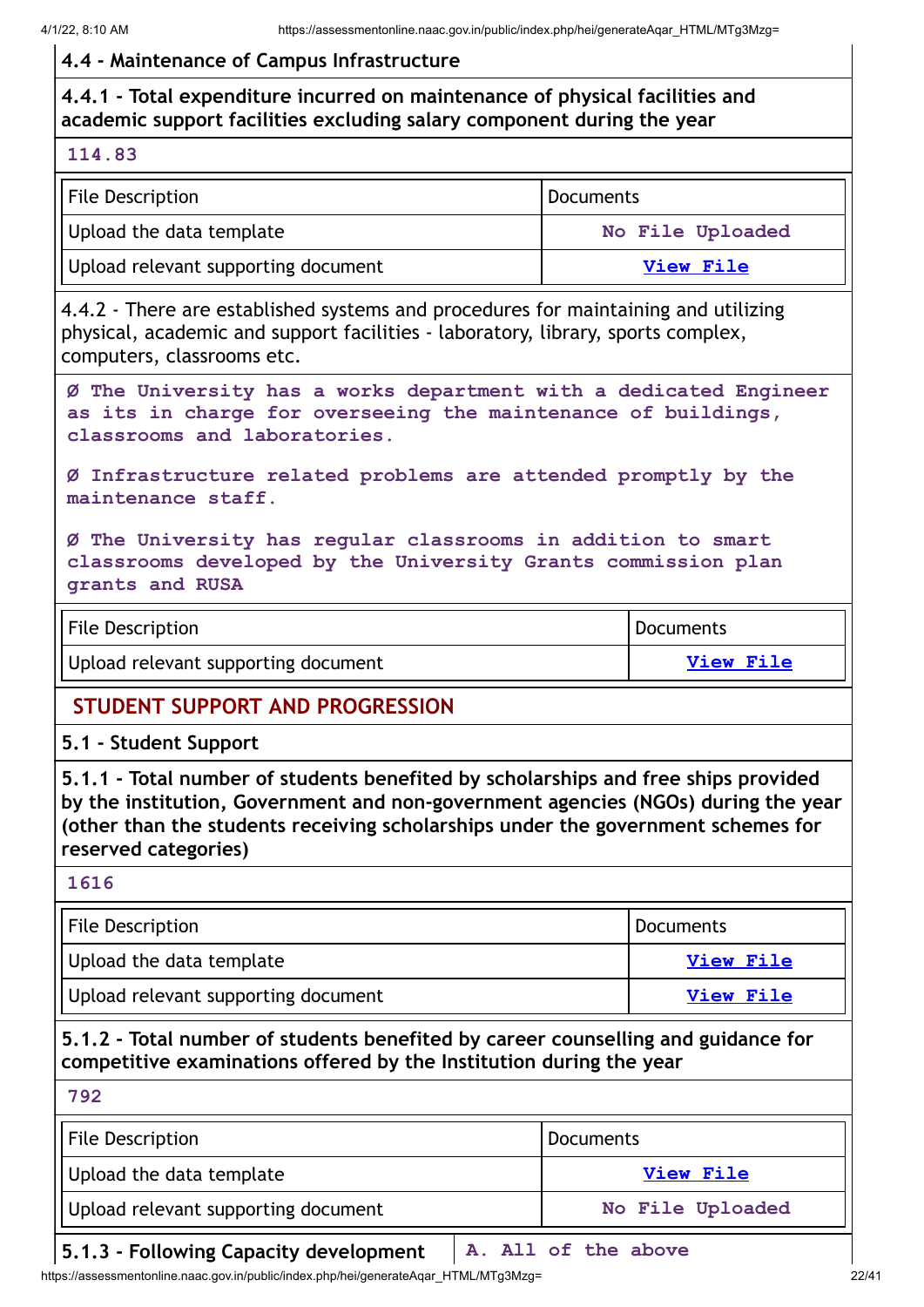### 4.4 - Maintenance of Campus Infrastructure

**4.4.1 - Total expenditure incurred on maintenance of physical facilities and academic support facilities excluding salary component during the year**

114.83

| File Description | Documents |
|---|---|
| Upload the data template | No File Uploaded |
| Upload relevant supporting document | View File |

4.4.2 - There are established systems and procedures for maintaining and utilizing physical, academic and support facilities - laboratory, library, sports complex, computers, classrooms etc.

Ø The University has a works department with a dedicated Engineer as its in charge for overseeing the maintenance of buildings, classrooms and laboratories.

Ø Infrastructure related problems are attended promptly by the maintenance staff.

Ø The University has regular classrooms in addition to smart classrooms developed by the University Grants commission plan grants and RUSA

| File Description | Documents |
|---|---|
| Upload relevant supporting document | View File |

## STUDENT SUPPORT AND PROGRESSION

### 5.1 - Student Support

**5.1.1 - Total number of students benefited by scholarships and free ships provided by the institution, Government and non-government agencies (NGOs) during the year (other than the students receiving scholarships under the government schemes for reserved categories)**

1616

| File Description | Documents |
|---|---|
| Upload the data template | View File |
| Upload relevant supporting document | View File |

**5.1.2 - Total number of students benefited by career counselling and guidance for competitive examinations offered by the Institution during the year**

792

| File Description | Documents |
|---|---|
| Upload the data template | View File |
| Upload relevant supporting document | No File Uploaded |

**5.1.3 - Following Capacity development** A. All of the above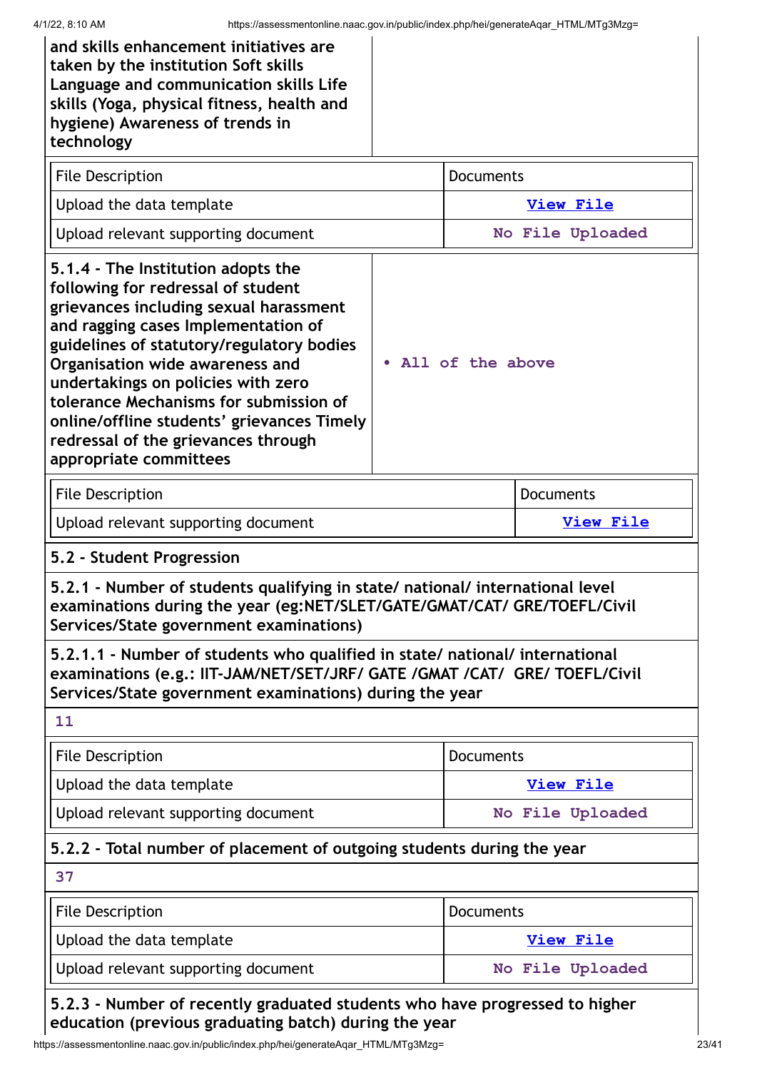| and skills enhancement initiatives are taken by the institution Soft skills Language and communication skills Life skills (Yoga, physical fitness, health and hygiene) Awareness of trends in technology | |
|---|---|

| File Description | Documents |
|---|---|
| Upload the data template | View File |
| Upload relevant supporting document | No File Uploaded |

| 5.1.4 - The Institution adopts the following for redressal of student grievances including sexual harassment and ragging cases Implementation of guidelines of statutory/regulatory bodies Organisation wide awareness and undertakings on policies with zero tolerance Mechanisms for submission of online/offline students' grievances Timely redressal of the grievances through appropriate committees | • All of the above |
|---|---|

| File Description | Documents |
|---|---|
| Upload relevant supporting document | View File |

**5.2 - Student Progression**

**5.2.1 - Number of students qualifying in state/ national/ international level examinations during the year (eg:NET/SLET/GATE/GMAT/CAT/ GRE/TOEFL/Civil Services/State government examinations)**

**5.2.1.1 - Number of students who qualified in state/ national/ international examinations (e.g.: IIT-JAM/NET/SET/JRF/ GATE /GMAT /CAT/ GRE/ TOEFL/Civil Services/State government examinations) during the year**

11

| File Description | Documents |
|---|---|
| Upload the data template | View File |
| Upload relevant supporting document | No File Uploaded |

**5.2.2 - Total number of placement of outgoing students during the year**

37

| File Description | Documents |
|---|---|
| Upload the data template | View File |
| Upload relevant supporting document | No File Uploaded |

**5.2.3 - Number of recently graduated students who have progressed to higher education (previous graduating batch) during the year**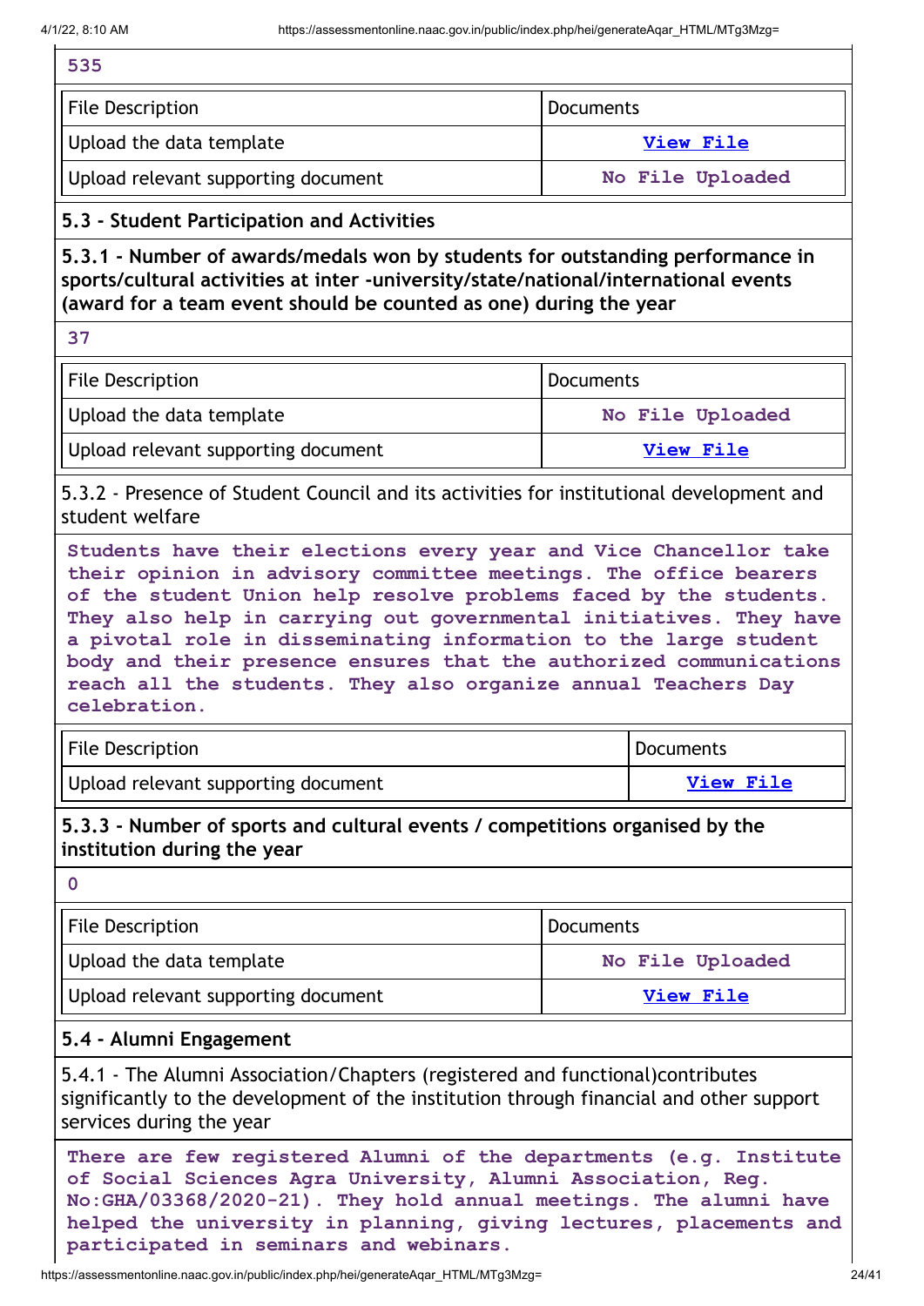535

| File Description | Documents |
|---|---|
| Upload the data template | View File |
| Upload relevant supporting document | No File Uploaded |

**5.3 - Student Participation and Activities**

**5.3.1 - Number of awards/medals won by students for outstanding performance in sports/cultural activities at inter -university/state/national/international events (award for a team event should be counted as one) during the year**

37

| File Description | Documents |
|---|---|
| Upload the data template | No File Uploaded |
| Upload relevant supporting document | View File |

5.3.2 - Presence of Student Council and its activities for institutional development and student welfare

Students have their elections every year and Vice Chancellor take their opinion in advisory committee meetings. The office bearers of the student Union help resolve problems faced by the students. They also help in carrying out governmental initiatives. They have a pivotal role in disseminating information to the large student body and their presence ensures that the authorized communications reach all the students. They also organize annual Teachers Day celebration.

| File Description | Documents |
|---|---|
| Upload relevant supporting document | View File |

**5.3.3 - Number of sports and cultural events / competitions organised by the institution during the year**

0

| File Description | Documents |
|---|---|
| Upload the data template | No File Uploaded |
| Upload relevant supporting document | View File |

**5.4 - Alumni Engagement**

5.4.1 - The Alumni Association/Chapters (registered and functional)contributes significantly to the development of the institution through financial and other support services during the year

There are few registered Alumni of the departments (e.g. Institute of Social Sciences Agra University, Alumni Association, Reg. No:GHA/03368/2020-21). They hold annual meetings. The alumni have helped the university in planning, giving lectures, placements and participated in seminars and webinars.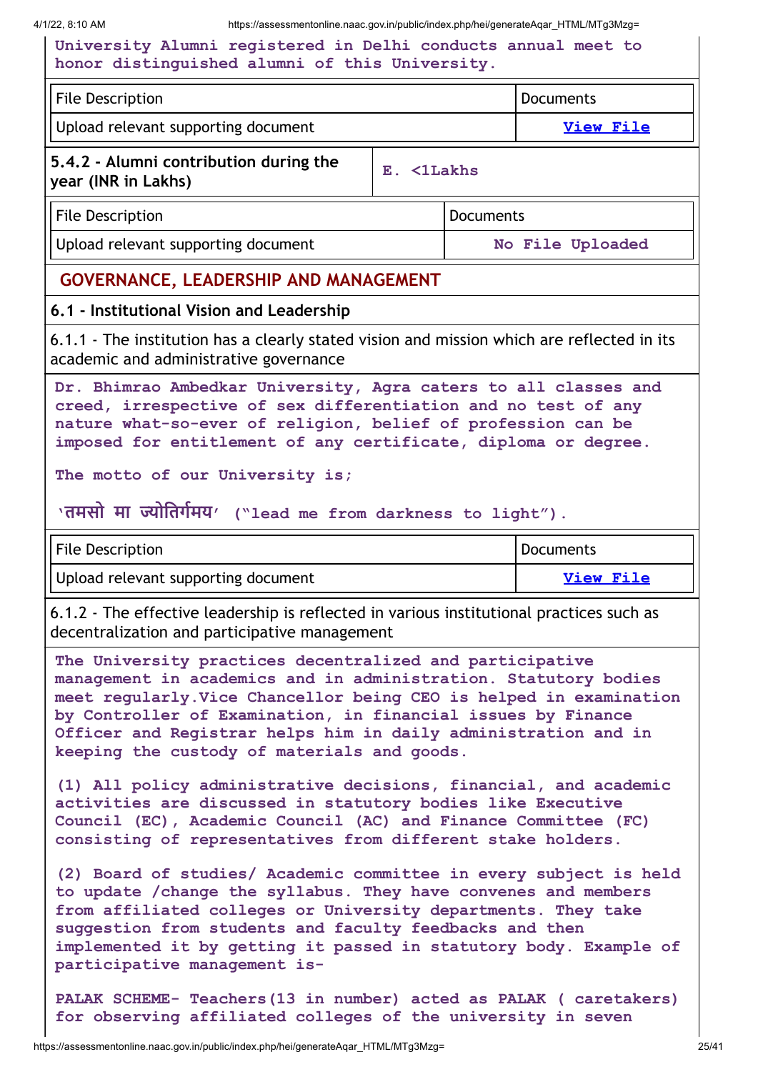University Alumni registered in Delhi conducts annual meet to honor distinguished alumni of this University.

| File Description | Documents |
|---|---|
| Upload relevant supporting document | View File |

| 5.4.2 - Alumni contribution during the year (INR in Lakhs) | E. <1Lakhs |
|---|---|

| File Description | Documents |
|---|---|
| Upload relevant supporting document | No File Uploaded |

## GOVERNANCE, LEADERSHIP AND MANAGEMENT

### 6.1 - Institutional Vision and Leadership

6.1.1 - The institution has a clearly stated vision and mission which are reflected in its academic and administrative governance

Dr. Bhimrao Ambedkar University, Agra caters to all classes and creed, irrespective of sex differentiation and no test of any nature what-so-ever of religion, belief of profession can be imposed for entitlement of any certificate, diploma or degree.

The motto of our University is;

'तमसो मा ज्योतिर्गमय' ("lead me from darkness to light").

| File Description | Documents |
|---|---|
| Upload relevant supporting document | View File |

6.1.2 - The effective leadership is reflected in various institutional practices such as decentralization and participative management

The University practices decentralized and participative management in academics and in administration. Statutory bodies meet regularly.Vice Chancellor being CEO is helped in examination by Controller of Examination, in financial issues by Finance Officer and Registrar helps him in daily administration and in keeping the custody of materials and goods.

(1) All policy administrative decisions, financial, and academic activities are discussed in statutory bodies like Executive Council (EC), Academic Council (AC) and Finance Committee (FC) consisting of representatives from different stake holders.

(2) Board of studies/ Academic committee in every subject is held to update /change the syllabus. They have convenes and members from affiliated colleges or University departments. They take suggestion from students and faculty feedbacks and then implemented it by getting it passed in statutory body. Example of participative management is-

PALAK SCHEME- Teachers(13 in number) acted as PALAK ( caretakers) for observing affiliated colleges of the university in seven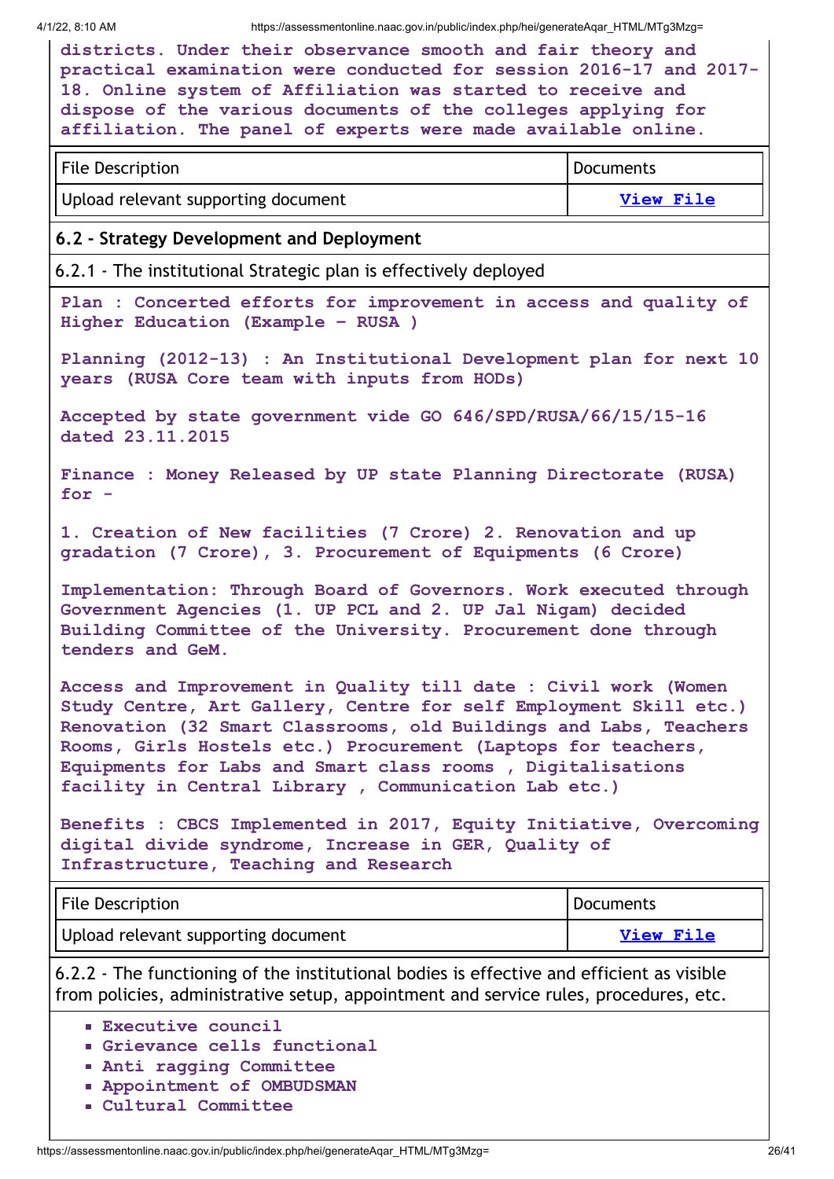districts. Under their observance smooth and fair theory and practical examination were conducted for session 2016-17 and 2017-18. Online system of Affiliation was started to receive and dispose of the various documents of the colleges applying for affiliation. The panel of experts were made available online.

| File Description | Documents |
|---|---|
| Upload relevant supporting document | View File |

## 6.2 - Strategy Development and Deployment

6.2.1 - The institutional Strategic plan is effectively deployed

Plan : Concerted efforts for improvement in access and quality of Higher Education (Example - RUSA )

Planning (2012-13) : An Institutional Development plan for next 10 years (RUSA Core team with inputs from HODs)

Accepted by state government vide GO 646/SPD/RUSA/66/15/15-16 dated 23.11.2015

Finance : Money Released by UP state Planning Directorate (RUSA) for -

1. Creation of New facilities (7 Crore) 2. Renovation and up gradation (7 Crore), 3. Procurement of Equipments (6 Crore)

Implementation: Through Board of Governors. Work executed through Government Agencies (1. UP PCL and 2. UP Jal Nigam) decided Building Committee of the University. Procurement done through tenders and GeM.

Access and Improvement in Quality till date : Civil work (Women Study Centre, Art Gallery, Centre for self Employment Skill etc.) Renovation (32 Smart Classrooms, old Buildings and Labs, Teachers Rooms, Girls Hostels etc.) Procurement (Laptops for teachers, Equipments for Labs and Smart class rooms , Digitalisations facility in Central Library , Communication Lab etc.)

Benefits : CBCS Implemented in 2017, Equity Initiative, Overcoming digital divide syndrome, Increase in GER, Quality of Infrastructure, Teaching and Research

| File Description | Documents |
|---|---|
| Upload relevant supporting document | View File |

6.2.2 - The functioning of the institutional bodies is effective and efficient as visible from policies, administrative setup, appointment and service rules, procedures, etc.

- Executive council
- Grievance cells functional
- Anti ragging Committee
- Appointment of OMBUDSMAN
- Cultural Committee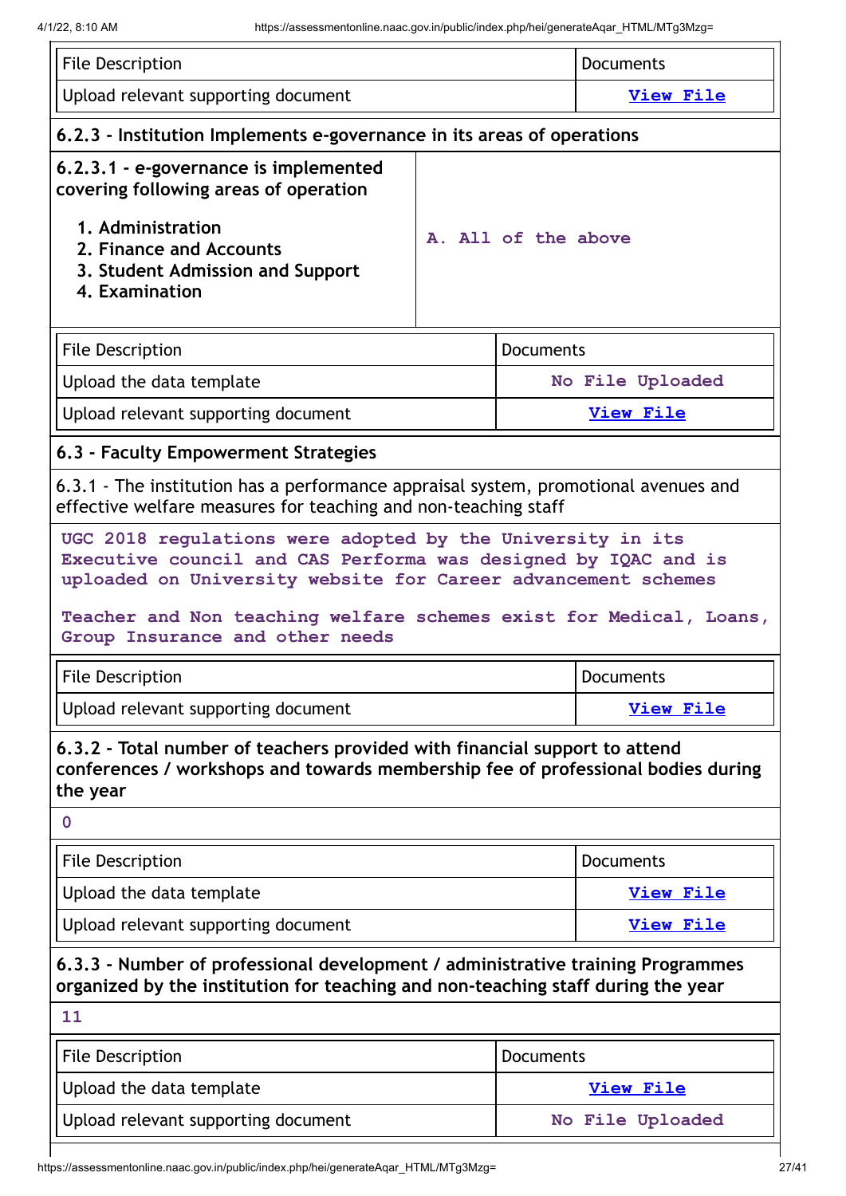| File Description | Documents |
|---|---|
| Upload relevant supporting document | View File |

**6.2.3 - Institution Implements e-governance in its areas of operations**

| **6.2.3.1 - e-governance is implemented covering following areas of operation**<br><br>1. Administration<br>2. Finance and Accounts<br>3. Student Admission and Support<br>4. Examination | A. All of the above |
|---|---|

| File Description | Documents |
|---|---|
| Upload the data template | No File Uploaded |
| Upload relevant supporting document | View File |

**6.3 - Faculty Empowerment Strategies**

6.3.1 - The institution has a performance appraisal system, promotional avenues and effective welfare measures for teaching and non-teaching staff

UGC 2018 regulations were adopted by the University in its Executive council and CAS Performa was designed by IQAC and is uploaded on University website for Career advancement schemes

Teacher and Non teaching welfare schemes exist for Medical, Loans, Group Insurance and other needs

| File Description | Documents |
|---|---|
| Upload relevant supporting document | View File |

**6.3.2 - Total number of teachers provided with financial support to attend conferences / workshops and towards membership fee of professional bodies during the year**

0

| File Description | Documents |
|---|---|
| Upload the data template | View File |
| Upload relevant supporting document | View File |

**6.3.3 - Number of professional development / administrative training Programmes organized by the institution for teaching and non-teaching staff during the year**

11

| File Description | Documents |
|---|---|
| Upload the data template | View File |
| Upload relevant supporting document | No File Uploaded |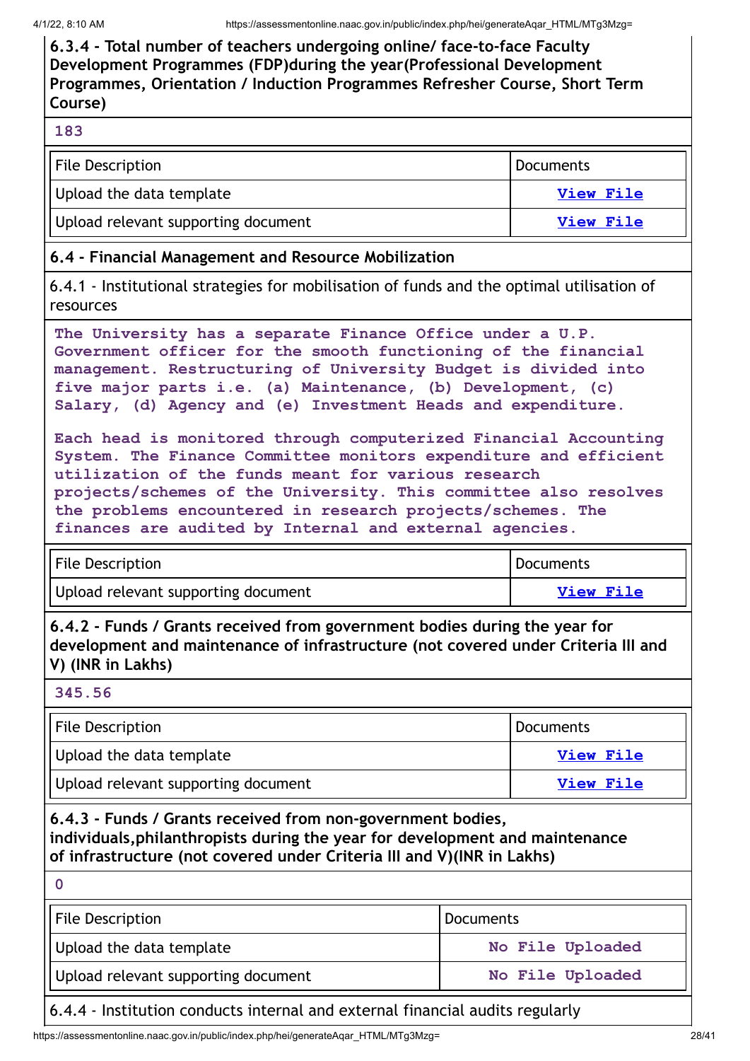**6.3.4 - Total number of teachers undergoing online/ face-to-face Faculty Development Programmes (FDP)during the year(Professional Development Programmes, Orientation / Induction Programmes Refresher Course, Short Term Course)**

**183**

| File Description | Documents |
|---|---|
| Upload the data template | View File |
| Upload relevant supporting document | View File |

### 6.4 - Financial Management and Resource Mobilization

6.4.1 - Institutional strategies for mobilisation of funds and the optimal utilisation of resources

**The University has a separate Finance Office under a U.P. Government officer for the smooth functioning of the financial management. Restructuring of University Budget is divided into five major parts i.e. (a) Maintenance, (b) Development, (c) Salary, (d) Agency and (e) Investment Heads and expenditure.**

**Each head is monitored through computerized Financial Accounting System. The Finance Committee monitors expenditure and efficient utilization of the funds meant for various research projects/schemes of the University. This committee also resolves the problems encountered in research projects/schemes. The finances are audited by Internal and external agencies.**

| File Description | Documents |
|---|---|
| Upload relevant supporting document | View File |

**6.4.2 - Funds / Grants received from government bodies during the year for development and maintenance of infrastructure (not covered under Criteria III and V) (INR in Lakhs)**

**345.56**

| File Description | Documents |
|---|---|
| Upload the data template | View File |
| Upload relevant supporting document | View File |

**6.4.3 - Funds / Grants received from non-government bodies, individuals,philanthropists during the year for development and maintenance of infrastructure (not covered under Criteria III and V)(INR in Lakhs)**

**0**

| File Description | Documents |
|---|---|
| Upload the data template | No File Uploaded |
| Upload relevant supporting document | No File Uploaded |

6.4.4 - Institution conducts internal and external financial audits regularly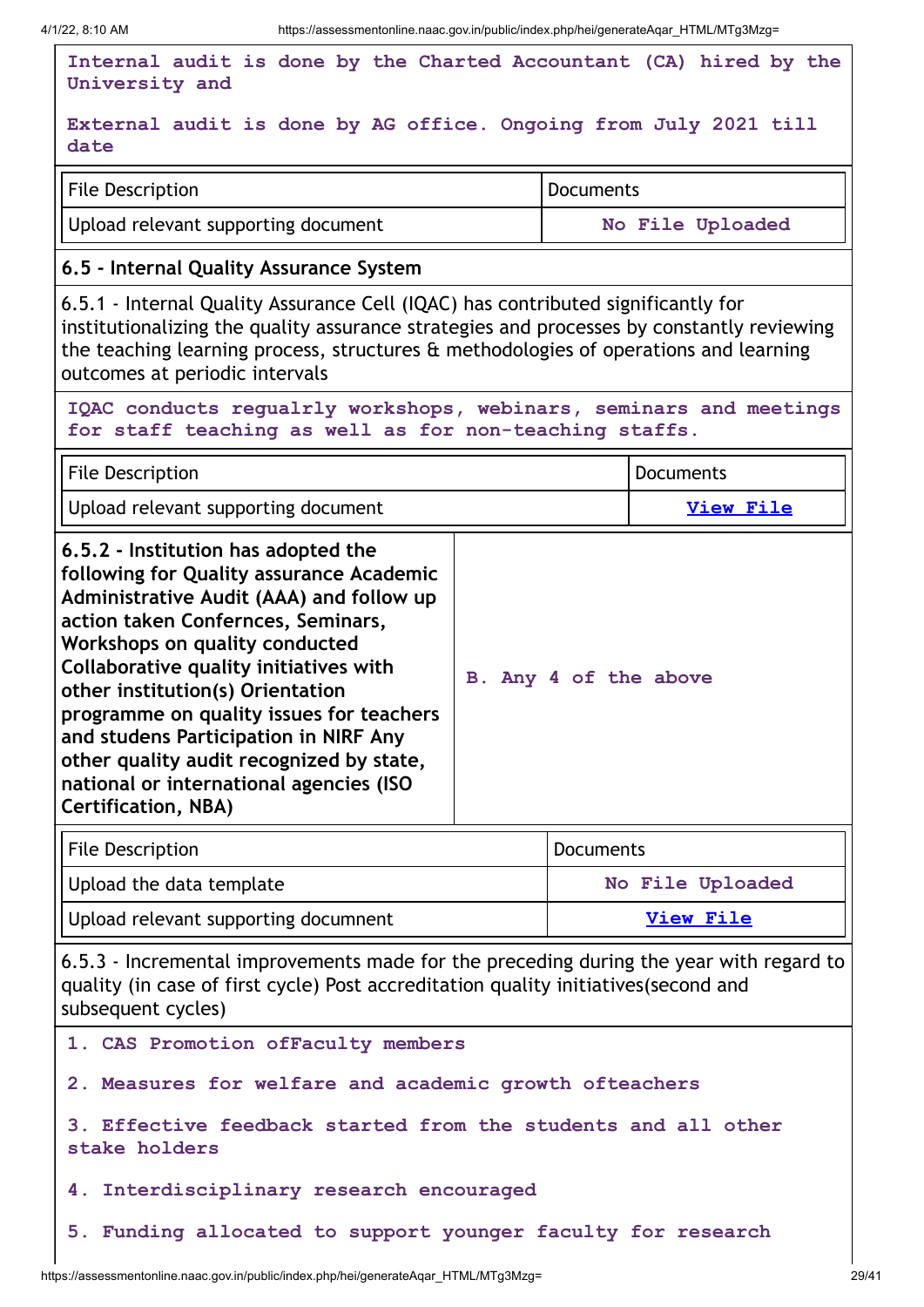Internal audit is done by the Charted Accountant (CA) hired by the University and

External audit is done by AG office. Ongoing from July 2021 till date

| File Description | Documents |
|---|---|
| Upload relevant supporting document | No File Uploaded |

## 6.5 - Internal Quality Assurance System

6.5.1 - Internal Quality Assurance Cell (IQAC) has contributed significantly for institutionalizing the quality assurance strategies and processes by constantly reviewing the teaching learning process, structures & methodologies of operations and learning outcomes at periodic intervals

IQAC conducts regualrly workshops, webinars, seminars and meetings for staff teaching as well as for non-teaching staffs.

| File Description | Documents |
|---|---|
| Upload relevant supporting document | View File |

| **6.5.2 - Institution has adopted the following for Quality assurance Academic Administrative Audit (AAA) and follow up action taken Confernces, Seminars, Workshops on quality conducted Collaborative quality initiatives with other institution(s) Orientation programme on quality issues for teachers and studens Participation in NIRF Any other quality audit recognized by state, national or international agencies (ISO Certification, NBA)** | B. Any 4 of the above |
|---|---|

| File Description | Documents |
|---|---|
| Upload the data template | No File Uploaded |
| Upload relevant supporting docunment | View File |

6.5.3 - Incremental improvements made for the preceding during the year with regard to quality (in case of first cycle) Post accreditation quality initiatives(second and subsequent cycles)

1. CAS Promotion ofFaculty members

2. Measures for welfare and academic growth ofteachers

3. Effective feedback started from the students and all other stake holders

4. Interdisciplinary research encouraged

5. Funding allocated to support younger faculty for research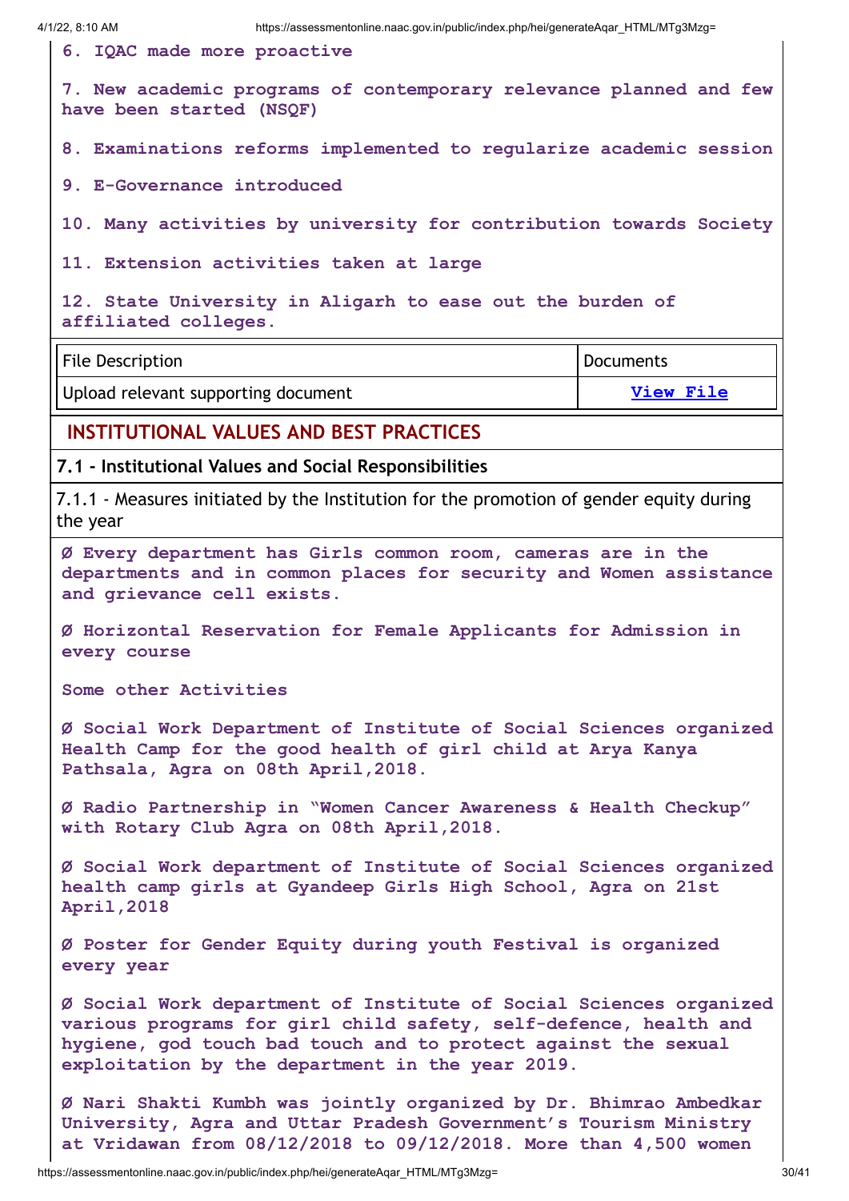6. IQAC made more proactive

7. New academic programs of contemporary relevance planned and few have been started (NSQF)

8. Examinations reforms implemented to regularize academic session

9. E-Governance introduced

10. Many activities by university for contribution towards Society

11. Extension activities taken at large

12. State University in Aligarh to ease out the burden of affiliated colleges.

| File Description | Documents |
| --- | --- |
| Upload relevant supporting document | View File |

## INSTITUTIONAL VALUES AND BEST PRACTICES

### 7.1 - Institutional Values and Social Responsibilities

7.1.1 - Measures initiated by the Institution for the promotion of gender equity during the year

Ø Every department has Girls common room, cameras are in the departments and in common places for security and Women assistance and grievance cell exists.

Ø Horizontal Reservation for Female Applicants for Admission in every course

Some other Activities

Ø Social Work Department of Institute of Social Sciences organized Health Camp for the good health of girl child at Arya Kanya Pathsala, Agra on 08th April,2018.

Ø Radio Partnership in "Women Cancer Awareness & Health Checkup" with Rotary Club Agra on 08th April,2018.

Ø Social Work department of Institute of Social Sciences organized health camp girls at Gyandeep Girls High School, Agra on 21st April,2018

Ø Poster for Gender Equity during youth Festival is organized every year

Ø Social Work department of Institute of Social Sciences organized various programs for girl child safety, self-defence, health and hygiene, god touch bad touch and to protect against the sexual exploitation by the department in the year 2019.

Ø Nari Shakti Kumbh was jointly organized by Dr. Bhimrao Ambedkar University, Agra and Uttar Pradesh Government's Tourism Ministry at Vridawan from 08/12/2018 to 09/12/2018. More than 4,500 women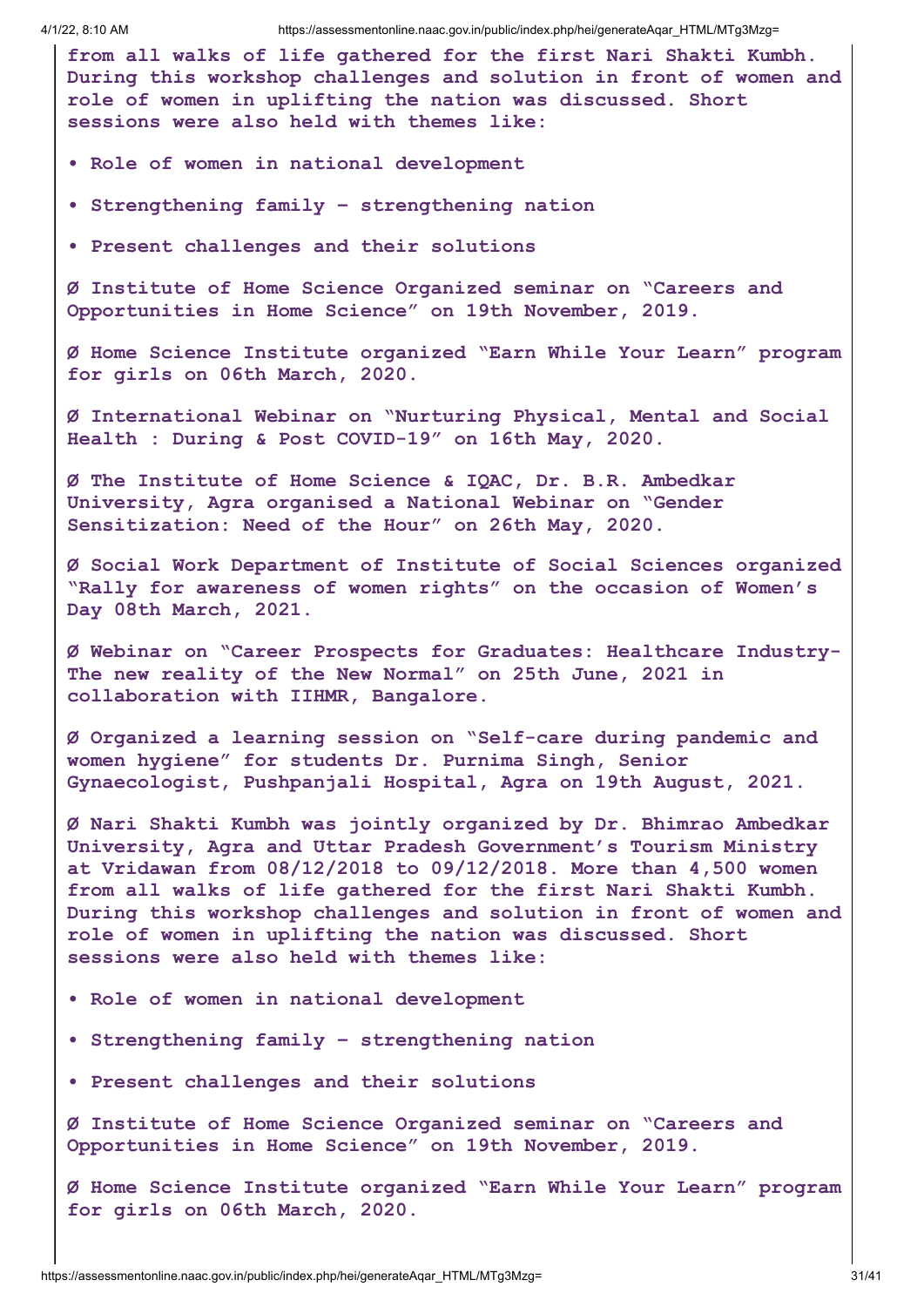**from all walks of life gathered for the first Nari Shakti Kumbh. During this workshop challenges and solution in front of women and role of women in uplifting the nation was discussed. Short sessions were also held with themes like:**

- **Role of women in national development**
- **Strengthening family – strengthening nation**
- **Present challenges and their solutions**

**Ø Institute of Home Science Organized seminar on "Careers and Opportunities in Home Science" on 19th November, 2019.**

**Ø Home Science Institute organized "Earn While Your Learn" program for girls on 06th March, 2020.**

**Ø International Webinar on "Nurturing Physical, Mental and Social Health : During & Post COVID-19" on 16th May, 2020.**

**Ø The Institute of Home Science & IQAC, Dr. B.R. Ambedkar University, Agra organised a National Webinar on "Gender Sensitization: Need of the Hour" on 26th May, 2020.**

**Ø Social Work Department of Institute of Social Sciences organized "Rally for awareness of women rights" on the occasion of Women's Day 08th March, 2021.**

**Ø Webinar on "Career Prospects for Graduates: Healthcare Industry- The new reality of the New Normal" on 25th June, 2021 in collaboration with IIHMR, Bangalore.**

**Ø Organized a learning session on "Self-care during pandemic and women hygiene" for students Dr. Purnima Singh, Senior Gynaecologist, Pushpanjali Hospital, Agra on 19th August, 2021.**

**Ø Nari Shakti Kumbh was jointly organized by Dr. Bhimrao Ambedkar University, Agra and Uttar Pradesh Government's Tourism Ministry at Vridawan from 08/12/2018 to 09/12/2018. More than 4,500 women from all walks of life gathered for the first Nari Shakti Kumbh. During this workshop challenges and solution in front of women and role of women in uplifting the nation was discussed. Short sessions were also held with themes like:**

- **Role of women in national development**
- **Strengthening family – strengthening nation**
- **Present challenges and their solutions**

**Ø Institute of Home Science Organized seminar on "Careers and Opportunities in Home Science" on 19th November, 2019.**

**Ø Home Science Institute organized "Earn While Your Learn" program for girls on 06th March, 2020.**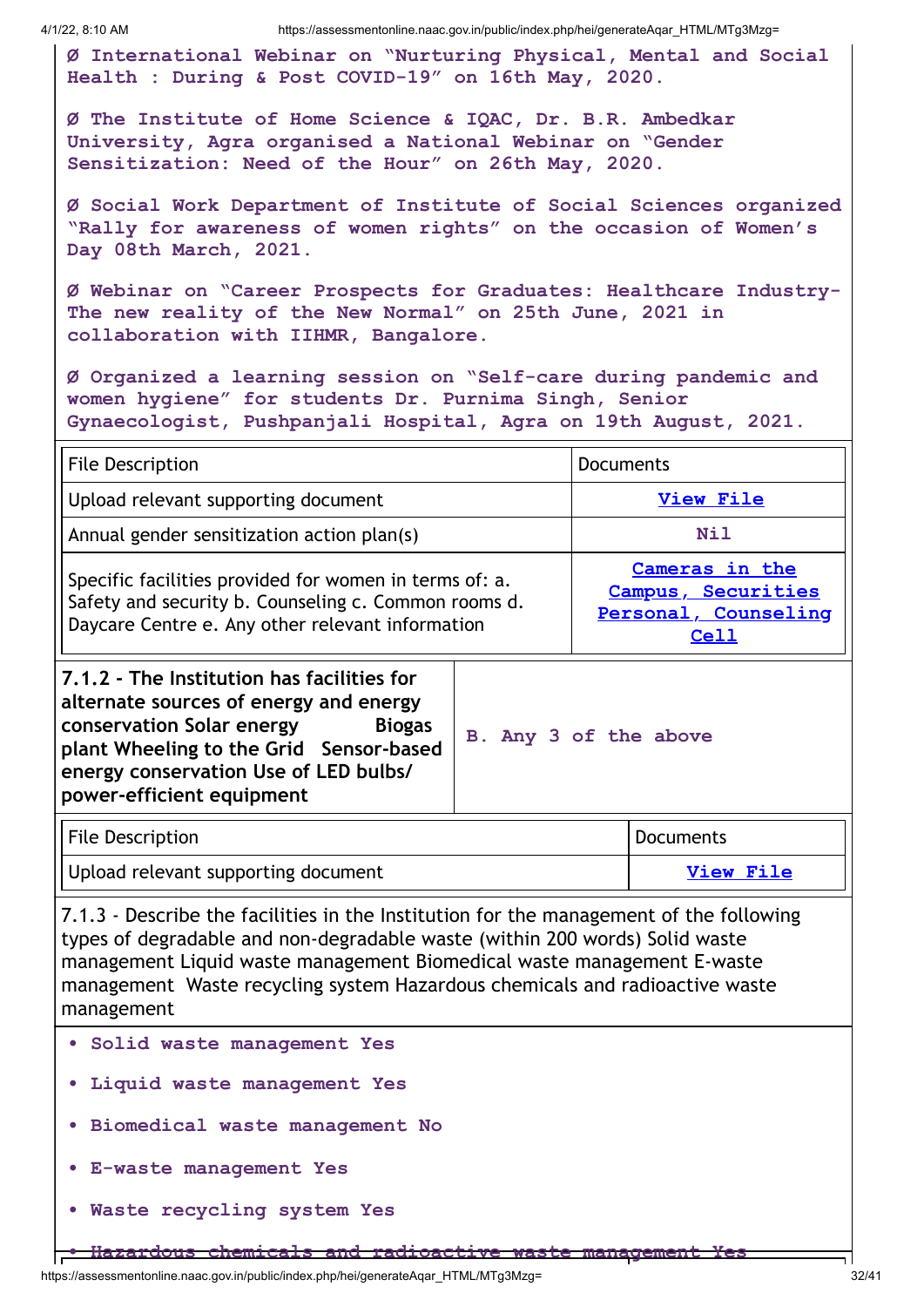Ø International Webinar on "Nurturing Physical, Mental and Social Health : During & Post COVID-19" on 16th May, 2020.

Ø The Institute of Home Science & IQAC, Dr. B.R. Ambedkar University, Agra organised a National Webinar on "Gender Sensitization: Need of the Hour" on 26th May, 2020.

Ø Social Work Department of Institute of Social Sciences organized "Rally for awareness of women rights" on the occasion of Women's Day 08th March, 2021.

Ø Webinar on "Career Prospects for Graduates: Healthcare Industry- The new reality of the New Normal" on 25th June, 2021 in collaboration with IIHMR, Bangalore.

Ø Organized a learning session on "Self-care during pandemic and women hygiene" for students Dr. Purnima Singh, Senior Gynaecologist, Pushpanjali Hospital, Agra on 19th August, 2021.

| File Description | Documents |
|---|---|
| Upload relevant supporting document | View File |
| Annual gender sensitization action plan(s) | Nil |
| Specific facilities provided for women in terms of: a. Safety and security b. Counseling c. Common rooms d. Daycare Centre e. Any other relevant information | Cameras in the Campus, Securities Personal, Counseling Cell |

| **7.1.2 - The Institution has facilities for alternate sources of energy and energy conservation Solar energy Biogas plant Wheeling to the Grid Sensor-based energy conservation Use of LED bulbs/ power-efficient equipment** | B. Any 3 of the above |
|---|---|

| File Description | Documents |
|---|---|
| Upload relevant supporting document | View File |

7.1.3 - Describe the facilities in the Institution for the management of the following types of degradable and non-degradable waste (within 200 words) Solid waste management Liquid waste management Biomedical waste management E-waste management Waste recycling system Hazardous chemicals and radioactive waste management

- Solid waste management Yes
- Liquid waste management Yes
- Biomedical waste management No
- E-waste management Yes
- Waste recycling system Yes
- Hazardous chemicals and radioactive waste management Yes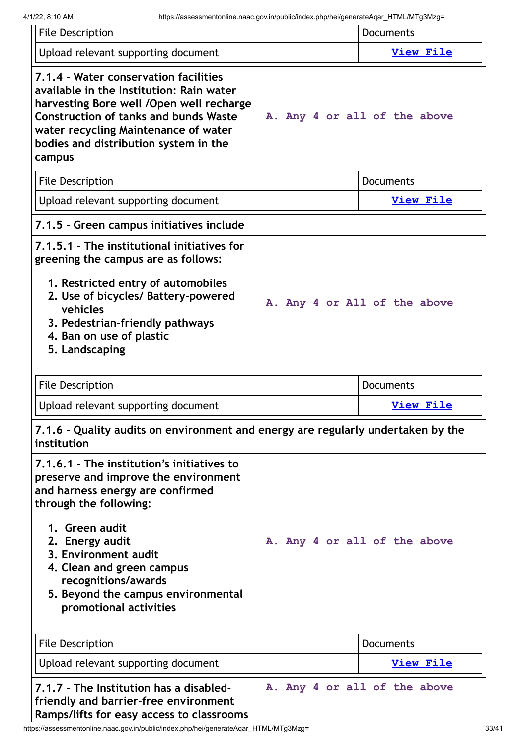| File Description | Documents |
| --- | --- |
| Upload relevant supporting document | View File |

| **7.1.4 - Water conservation facilities available in the Institution: Rain water harvesting Bore well /Open well recharge Construction of tanks and bunds Waste water recycling Maintenance of water bodies and distribution system in the campus** | A. Any 4 or all of the above |
| --- | --- |

| File Description | Documents |
| --- | --- |
| Upload relevant supporting document | View File |

**7.1.5 - Green campus initiatives include**

| **7.1.5.1 - The institutional initiatives for greening the campus are as follows:**<br><br>1. Restricted entry of automobiles<br>2. Use of bicycles/ Battery-powered vehicles<br>3. Pedestrian-friendly pathways<br>4. Ban on use of plastic<br>5. Landscaping | A. Any 4 or All of the above |
| --- | --- |

| File Description | Documents |
| --- | --- |
| Upload relevant supporting document | View File |

**7.1.6 - Quality audits on environment and energy are regularly undertaken by the institution**

| **7.1.6.1 - The institution's initiatives to preserve and improve the environment and harness energy are confirmed through the following:**<br><br>1. Green audit<br>2. Energy audit<br>3. Environment audit<br>4. Clean and green campus recognitions/awards<br>5. Beyond the campus environmental promotional activities | A. Any 4 or all of the above |
| --- | --- |

| File Description | Documents |
| --- | --- |
| Upload relevant supporting document | View File |

| **7.1.7 - The Institution has a disabled-friendly and barrier-free environment Ramps/lifts for easy access to classrooms** | A. Any 4 or all of the above |
| --- | --- |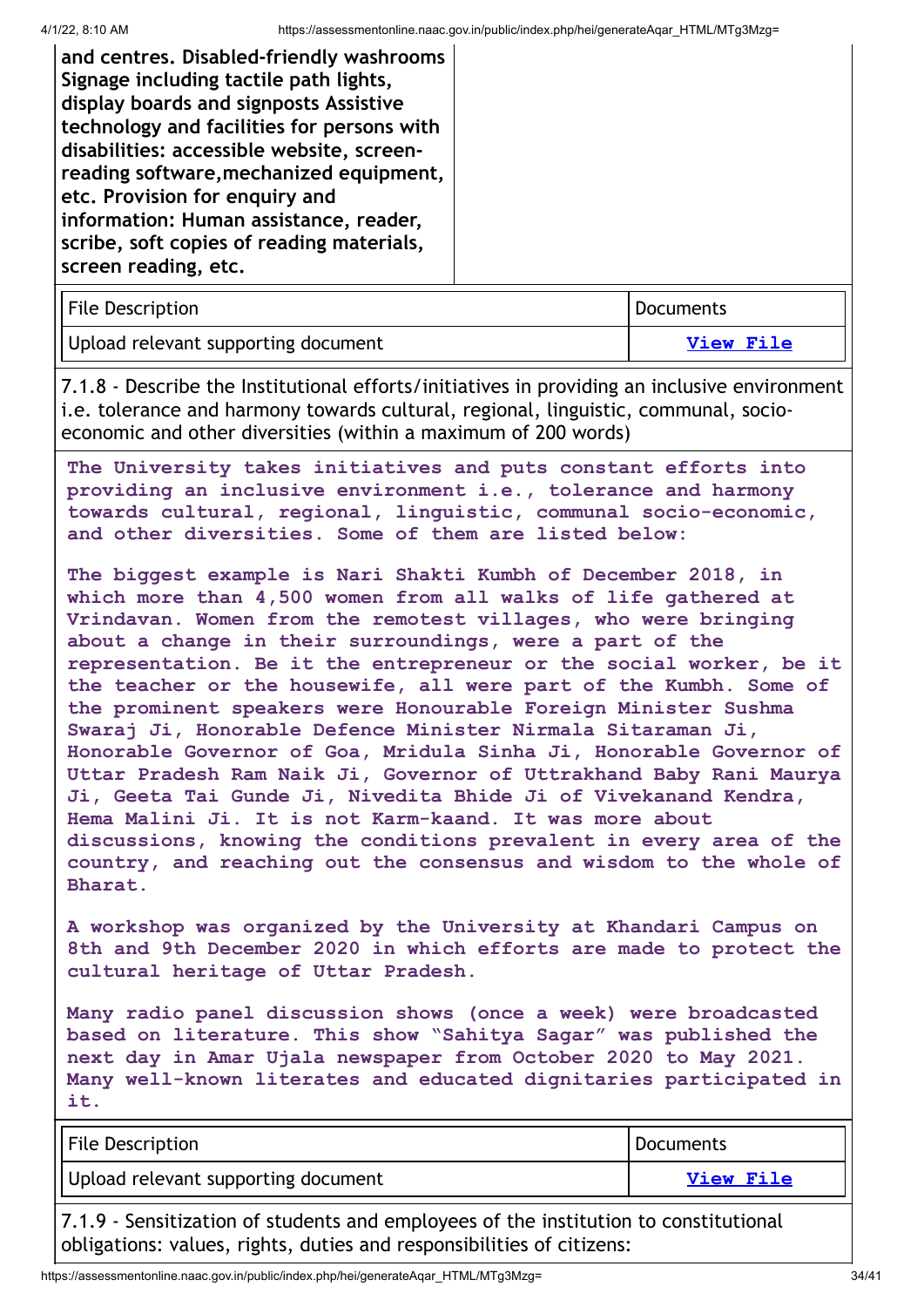**and centres. Disabled-friendly washrooms Signage including tactile path lights, display boards and signposts Assistive technology and facilities for persons with disabilities: accessible website, screen-reading software,mechanized equipment, etc. Provision for enquiry and information: Human assistance, reader, scribe, soft copies of reading materials, screen reading, etc.**

| File Description | Documents |
|---|---|
| Upload relevant supporting document | [View File]() |

7.1.8 - Describe the Institutional efforts/initiatives in providing an inclusive environment i.e. tolerance and harmony towards cultural, regional, linguistic, communal, socio-economic and other diversities (within a maximum of 200 words)

**The University takes initiatives and puts constant efforts into providing an inclusive environment i.e., tolerance and harmony towards cultural, regional, linguistic, communal socio-economic, and other diversities. Some of them are listed below:**

**The biggest example is Nari Shakti Kumbh of December 2018, in which more than 4,500 women from all walks of life gathered at Vrindavan. Women from the remotest villages, who were bringing about a change in their surroundings, were a part of the representation. Be it the entrepreneur or the social worker, be it the teacher or the housewife, all were part of the Kumbh. Some of the prominent speakers were Honourable Foreign Minister Sushma Swaraj Ji, Honorable Defence Minister Nirmala Sitaraman Ji, Honorable Governor of Goa, Mridula Sinha Ji, Honorable Governor of Uttar Pradesh Ram Naik Ji, Governor of Uttrakhand Baby Rani Maurya Ji, Geeta Tai Gunde Ji, Nivedita Bhide Ji of Vivekanand Kendra, Hema Malini Ji. It is not Karm-kaand. It was more about discussions, knowing the conditions prevalent in every area of the country, and reaching out the consensus and wisdom to the whole of Bharat.**

**A workshop was organized by the University at Khandari Campus on 8th and 9th December 2020 in which efforts are made to protect the cultural heritage of Uttar Pradesh.**

**Many radio panel discussion shows (once a week) were broadcasted based on literature. This show "Sahitya Sagar" was published the next day in Amar Ujala newspaper from October 2020 to May 2021. Many well-known literates and educated dignitaries participated in it.**

| File Description | Documents |
|---|---|
| Upload relevant supporting document | [View File]() |

7.1.9 - Sensitization of students and employees of the institution to constitutional obligations: values, rights, duties and responsibilities of citizens: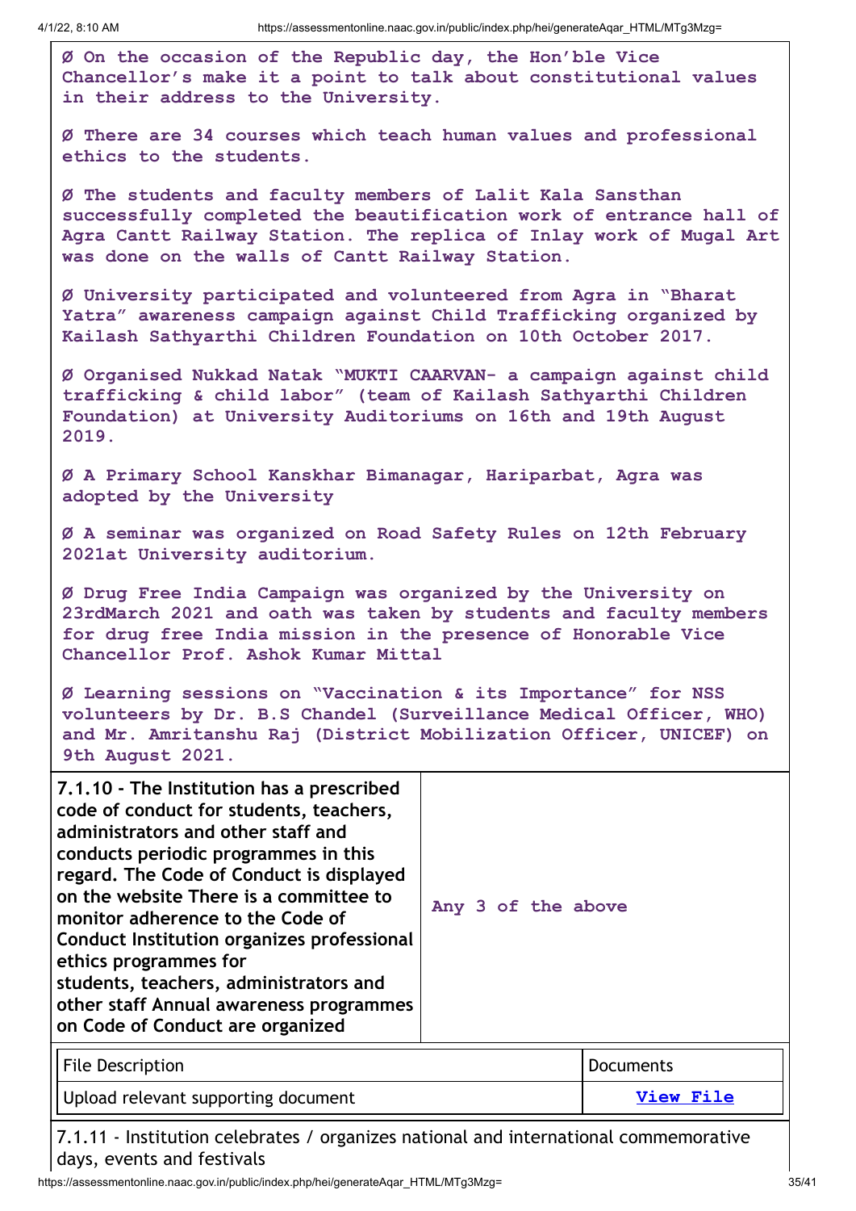Ø On the occasion of the Republic day, the Hon'ble Vice Chancellor's make it a point to talk about constitutional values in their address to the University.

Ø There are 34 courses which teach human values and professional ethics to the students.

Ø The students and faculty members of Lalit Kala Sansthan successfully completed the beautification work of entrance hall of Agra Cantt Railway Station. The replica of Inlay work of Mugal Art was done on the walls of Cantt Railway Station.

Ø University participated and volunteered from Agra in "Bharat Yatra" awareness campaign against Child Trafficking organized by Kailash Sathyarthi Children Foundation on 10th October 2017.

Ø Organised Nukkad Natak "MUKTI CAARVAN- a campaign against child trafficking & child labor" (team of Kailash Sathyarthi Children Foundation) at University Auditoriums on 16th and 19th August 2019.

Ø A Primary School Kanskhar Bimanagar, Hariparbat, Agra was adopted by the University

Ø A seminar was organized on Road Safety Rules on 12th February 2021at University auditorium.

Ø Drug Free India Campaign was organized by the University on 23rdMarch 2021 and oath was taken by students and faculty members for drug free India mission in the presence of Honorable Vice Chancellor Prof. Ashok Kumar Mittal

Ø Learning sessions on "Vaccination & its Importance" for NSS volunteers by Dr. B.S Chandel (Surveillance Medical Officer, WHO) and Mr. Amritanshu Raj (District Mobilization Officer, UNICEF) on 9th August 2021.

| **7.1.10 - The Institution has a prescribed code of conduct for students, teachers, administrators and other staff and conducts periodic programmes in this regard. The Code of Conduct is displayed on the website There is a committee to monitor adherence to the Code of Conduct Institution organizes professional ethics programmes for students, teachers, administrators and other staff Annual awareness programmes on Code of Conduct are organized** | Any 3 of the above |
|---|---|

| File Description | Documents |
|---|---|
| Upload relevant supporting document | View File |

7.1.11 - Institution celebrates / organizes national and international commemorative days, events and festivals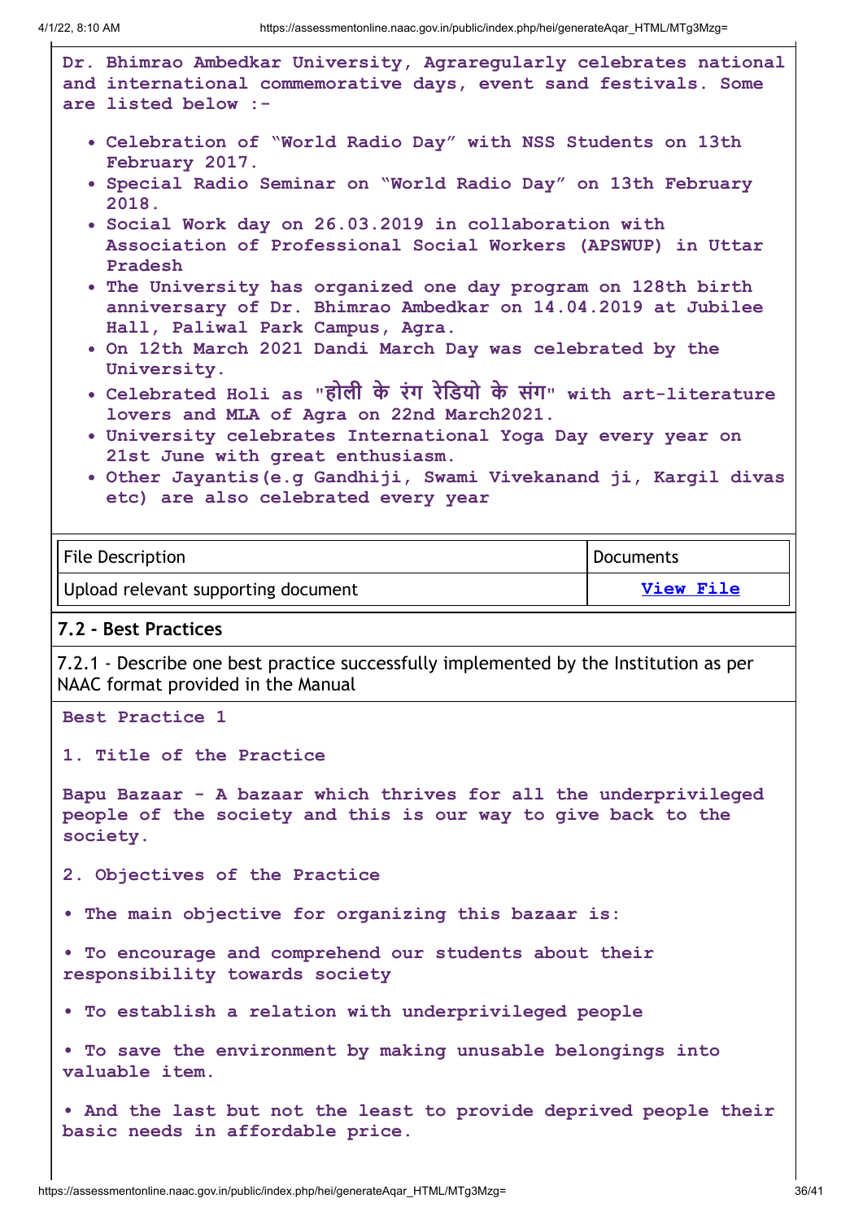Dr. Bhimrao Ambedkar University, Agraregularly celebrates national and international commemorative days, event sand festivals. Some are listed below :-

- Celebration of "World Radio Day" with NSS Students on 13th February 2017.
- Special Radio Seminar on "World Radio Day" on 13th February 2018.
- Social Work day on 26.03.2019 in collaboration with Association of Professional Social Workers (APSWUP) in Uttar Pradesh
- The University has organized one day program on 128th birth anniversary of Dr. Bhimrao Ambedkar on 14.04.2019 at Jubilee Hall, Paliwal Park Campus, Agra.
- On 12th March 2021 Dandi March Day was celebrated by the University.
- Celebrated Holi as "होली के रंग रेडियो के संग" with art-literature lovers and MLA of Agra on 22nd March2021.
- University celebrates International Yoga Day every year on 21st June with great enthusiasm.
- Other Jayantis(e.g Gandhiji, Swami Vivekanand ji, Kargil divas etc) are also celebrated every year

| File Description | Documents |
|---|---|
| Upload relevant supporting document | View File |

## 7.2 - Best Practices

7.2.1 - Describe one best practice successfully implemented by the Institution as per NAAC format provided in the Manual

Best Practice 1

1. Title of the Practice

Bapu Bazaar - A bazaar which thrives for all the underprivileged people of the society and this is our way to give back to the society.

2. Objectives of the Practice

• The main objective for organizing this bazaar is:

• To encourage and comprehend our students about their responsibility towards society

• To establish a relation with underprivileged people

• To save the environment by making unusable belongings into valuable item.

• And the last but not the least to provide deprived people their basic needs in affordable price.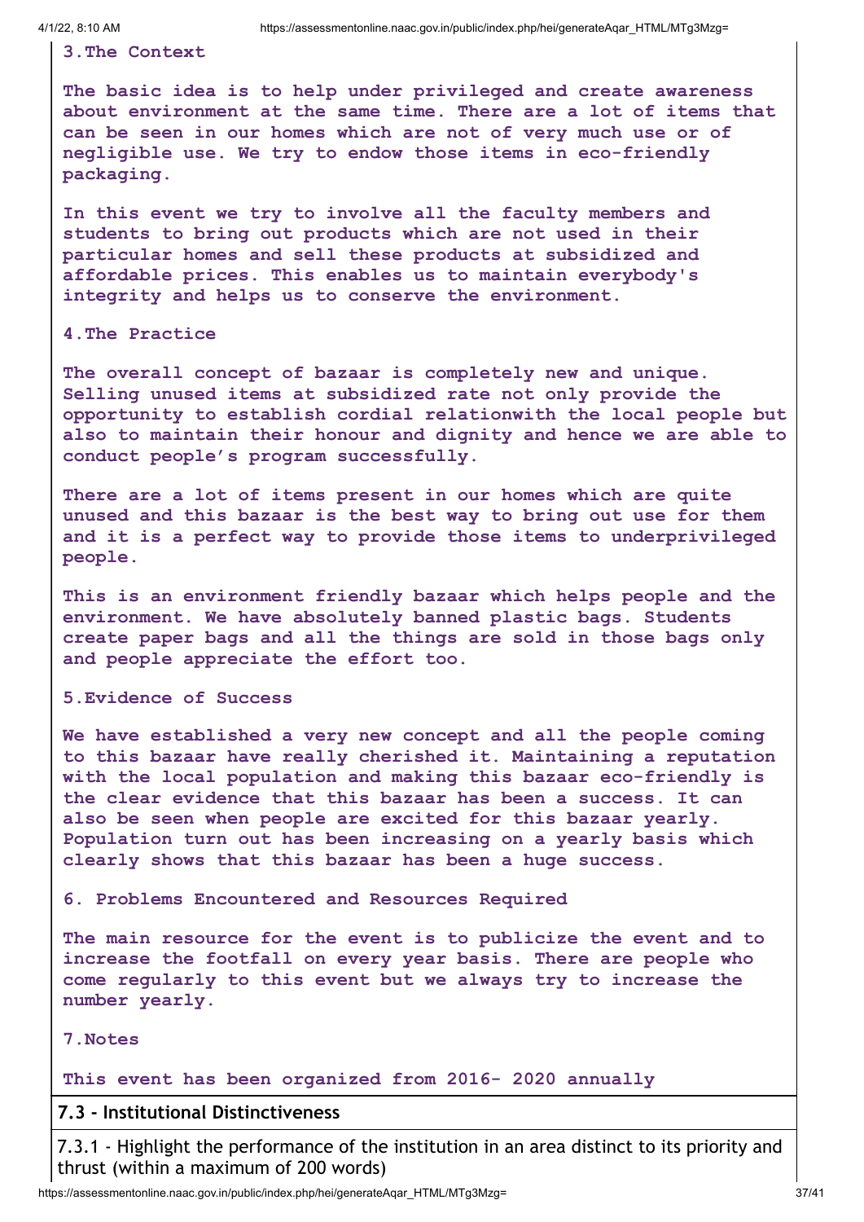**3.The Context**

**The basic idea is to help under privileged and create awareness about environment at the same time. There are a lot of items that can be seen in our homes which are not of very much use or of negligible use. We try to endow those items in eco-friendly packaging.**

**In this event we try to involve all the faculty members and students to bring out products which are not used in their particular homes and sell these products at subsidized and affordable prices. This enables us to maintain everybody's integrity and helps us to conserve the environment.**

**4.The Practice**

**The overall concept of bazaar is completely new and unique. Selling unused items at subsidized rate not only provide the opportunity to establish cordial relationwith the local people but also to maintain their honour and dignity and hence we are able to conduct people's program successfully.**

**There are a lot of items present in our homes which are quite unused and this bazaar is the best way to bring out use for them and it is a perfect way to provide those items to underprivileged people.**

**This is an environment friendly bazaar which helps people and the environment. We have absolutely banned plastic bags. Students create paper bags and all the things are sold in those bags only and people appreciate the effort too.**

**5.Evidence of Success**

**We have established a very new concept and all the people coming to this bazaar have really cherished it. Maintaining a reputation with the local population and making this bazaar eco-friendly is the clear evidence that this bazaar has been a success. It can also be seen when people are excited for this bazaar yearly. Population turn out has been increasing on a yearly basis which clearly shows that this bazaar has been a huge success.**

**6. Problems Encountered and Resources Required**

**The main resource for the event is to publicize the event and to increase the footfall on every year basis. There are people who come regularly to this event but we always try to increase the number yearly.**

**7.Notes**

**This event has been organized from 2016- 2020 annually**

## 7.3 - Institutional Distinctiveness

7.3.1 - Highlight the performance of the institution in an area distinct to its priority and thrust (within a maximum of 200 words)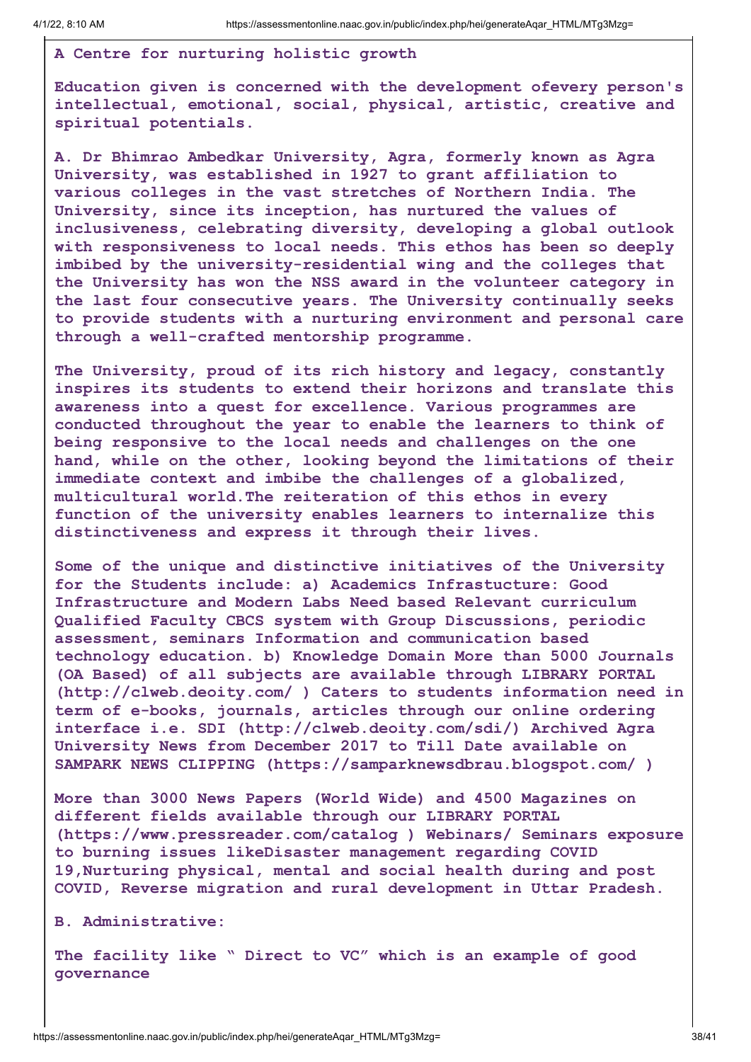**A Centre for nurturing holistic growth**

**Education given is concerned with the development ofevery person's intellectual, emotional, social, physical, artistic, creative and spiritual potentials.**

**A. Dr Bhimrao Ambedkar University, Agra, formerly known as Agra University, was established in 1927 to grant affiliation to various colleges in the vast stretches of Northern India. The University, since its inception, has nurtured the values of inclusiveness, celebrating diversity, developing a global outlook with responsiveness to local needs. This ethos has been so deeply imbibed by the university-residential wing and the colleges that the University has won the NSS award in the volunteer category in the last four consecutive years. The University continually seeks to provide students with a nurturing environment and personal care through a well-crafted mentorship programme.**

**The University, proud of its rich history and legacy, constantly inspires its students to extend their horizons and translate this awareness into a quest for excellence. Various programmes are conducted throughout the year to enable the learners to think of being responsive to the local needs and challenges on the one hand, while on the other, looking beyond the limitations of their immediate context and imbibe the challenges of a globalized, multicultural world.The reiteration of this ethos in every function of the university enables learners to internalize this distinctiveness and express it through their lives.**

**Some of the unique and distinctive initiatives of the University for the Students include: a) Academics Infrastucture: Good Infrastructure and Modern Labs Need based Relevant curriculum Qualified Faculty CBCS system with Group Discussions, periodic assessment, seminars Information and communication based technology education. b) Knowledge Domain More than 5000 Journals (OA Based) of all subjects are available through LIBRARY PORTAL (http://clweb.deoity.com/ ) Caters to students information need in term of e-books, journals, articles through our online ordering interface i.e. SDI (http://clweb.deoity.com/sdi/) Archived Agra University News from December 2017 to Till Date available on SAMPARK NEWS CLIPPING (https://samparknewsdbrau.blogspot.com/ )**

**More than 3000 News Papers (World Wide) and 4500 Magazines on different fields available through our LIBRARY PORTAL (https://www.pressreader.com/catalog ) Webinars/ Seminars exposure to burning issues likeDisaster management regarding COVID 19,Nurturing physical, mental and social health during and post COVID, Reverse migration and rural development in Uttar Pradesh.**

**B. Administrative:**

**The facility like " Direct to VC" which is an example of good governance**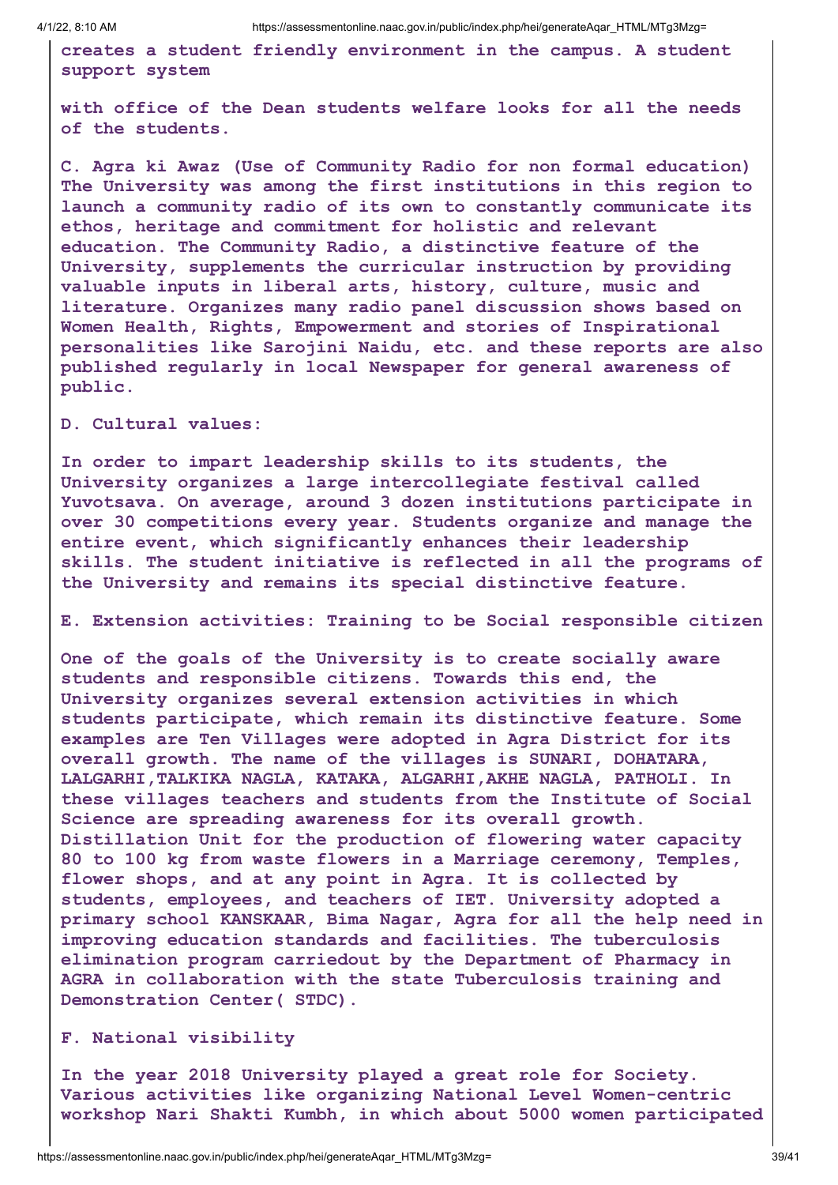**creates a student friendly environment in the campus. A student support system**

**with office of the Dean students welfare looks for all the needs of the students.**

**C. Agra ki Awaz (Use of Community Radio for non formal education) The University was among the first institutions in this region to launch a community radio of its own to constantly communicate its ethos, heritage and commitment for holistic and relevant education. The Community Radio, a distinctive feature of the University, supplements the curricular instruction by providing valuable inputs in liberal arts, history, culture, music and literature. Organizes many radio panel discussion shows based on Women Health, Rights, Empowerment and stories of Inspirational personalities like Sarojini Naidu, etc. and these reports are also published regularly in local Newspaper for general awareness of public.**

**D. Cultural values:**

**In order to impart leadership skills to its students, the University organizes a large intercollegiate festival called Yuvotsava. On average, around 3 dozen institutions participate in over 30 competitions every year. Students organize and manage the entire event, which significantly enhances their leadership skills. The student initiative is reflected in all the programs of the University and remains its special distinctive feature.**

**E. Extension activities: Training to be Social responsible citizen**

**One of the goals of the University is to create socially aware students and responsible citizens. Towards this end, the University organizes several extension activities in which students participate, which remain its distinctive feature. Some examples are Ten Villages were adopted in Agra District for its overall growth. The name of the villages is SUNARI, DOHATARA, LALGARHI,TALKIKA NAGLA, KATAKA, ALGARHI,AKHE NAGLA, PATHOLI. In these villages teachers and students from the Institute of Social Science are spreading awareness for its overall growth. Distillation Unit for the production of flowering water capacity 80 to 100 kg from waste flowers in a Marriage ceremony, Temples, flower shops, and at any point in Agra. It is collected by students, employees, and teachers of IET. University adopted a primary school KANSKAAR, Bima Nagar, Agra for all the help need in improving education standards and facilities. The tuberculosis elimination program carriedout by the Department of Pharmacy in AGRA in collaboration with the state Tuberculosis training and Demonstration Center( STDC).**

**F. National visibility**

**In the year 2018 University played a great role for Society. Various activities like organizing National Level Women-centric workshop Nari Shakti Kumbh, in which about 5000 women participated**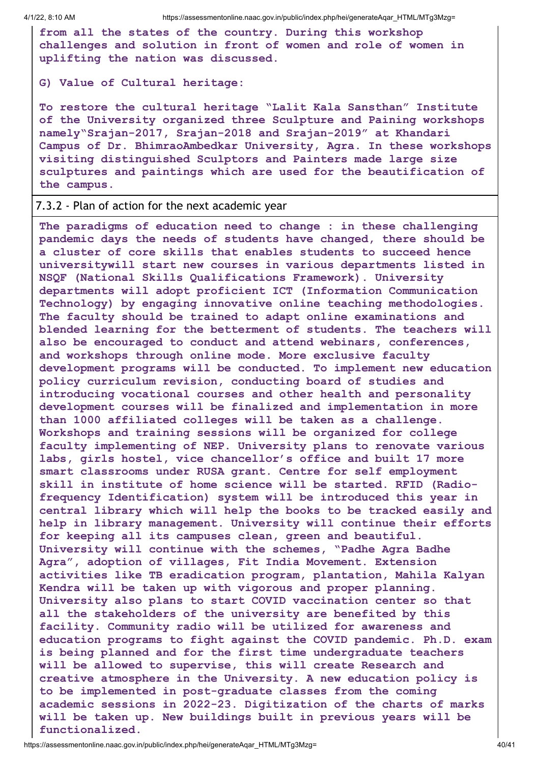**from all the states of the country. During this workshop challenges and solution in front of women and role of women in uplifting the nation was discussed.**

**G) Value of Cultural heritage:**

**To restore the cultural heritage "Lalit Kala Sansthan" Institute of the University organized three Sculpture and Paining workshops namely"Srajan-2017, Srajan-2018 and Srajan-2019" at Khandari Campus of Dr. BhimraoAmbedkar University, Agra. In these workshops visiting distinguished Sculptors and Painters made large size sculptures and paintings which are used for the beautification of the campus.**

7.3.2 - Plan of action for the next academic year

**The paradigms of education need to change : in these challenging pandemic days the needs of students have changed, there should be a cluster of core skills that enables students to succeed hence universitywill start new courses in various departments listed in NSQF (National Skills Qualifications Framework). University departments will adopt proficient ICT (Information Communication Technology) by engaging innovative online teaching methodologies. The faculty should be trained to adapt online examinations and blended learning for the betterment of students. The teachers will also be encouraged to conduct and attend webinars, conferences, and workshops through online mode. More exclusive faculty development programs will be conducted. To implement new education policy curriculum revision, conducting board of studies and introducing vocational courses and other health and personality development courses will be finalized and implementation in more than 1000 affiliated colleges will be taken as a challenge. Workshops and training sessions will be organized for college faculty implementing of NEP. University plans to renovate various labs, girls hostel, vice chancellor's office and built 17 more smart classrooms under RUSA grant. Centre for self employment skill in institute of home science will be started. RFID (Radio-frequency Identification) system will be introduced this year in central library which will help the books to be tracked easily and help in library management. University will continue their efforts for keeping all its campuses clean, green and beautiful. University will continue with the schemes, "Padhe Agra Badhe Agra", adoption of villages, Fit India Movement. Extension activities like TB eradication program, plantation, Mahila Kalyan Kendra will be taken up with vigorous and proper planning. University also plans to start COVID vaccination center so that all the stakeholders of the university are benefited by this facility. Community radio will be utilized for awareness and education programs to fight against the COVID pandemic. Ph.D. exam is being planned and for the first time undergraduate teachers will be allowed to supervise, this will create Research and creative atmosphere in the University. A new education policy is to be implemented in post-graduate classes from the coming academic sessions in 2022-23. Digitization of the charts of marks will be taken up. New buildings built in previous years will be functionalized.**